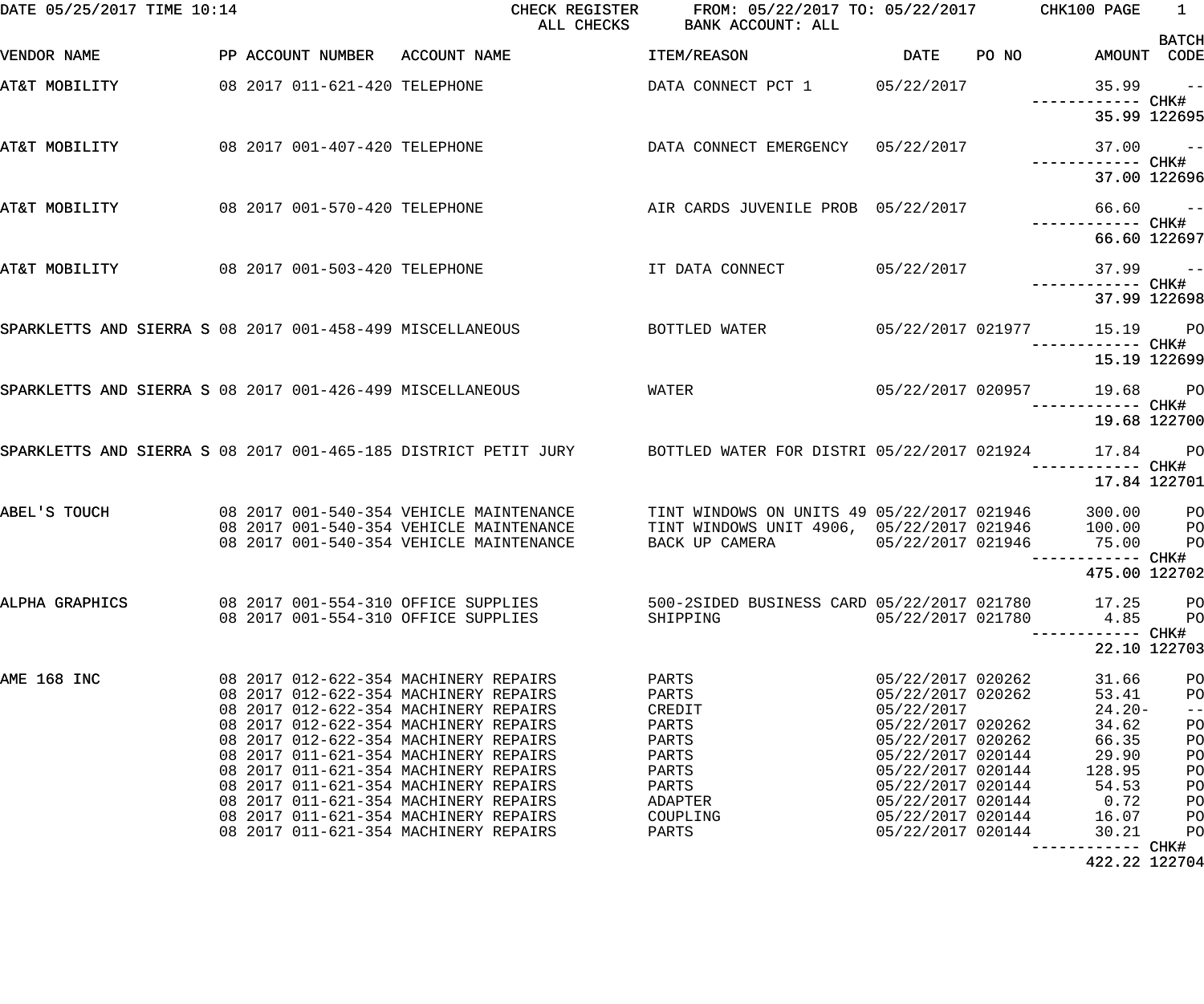DATE 05/25/2017 TIME 10:14 CHECK REGISTER FROM: 05/22/2017 TO: 05/22/2017 CHK100 PAGE 1

ALL CHECKS BANK ACCOUNT: ALL

| VENDOR NAME | PP | ACCOUNT NUMBER | ACCOUNT NAME | ITEM/REASON | DATE | PO NO | AMOUNT | BATCH CODE |
|---|---|---|---|---|---|---|---|---|
| AT&T MOBILITY | 08 | 2017 011-621-420 | TELEPHONE | DATA CONNECT PCT 1 | 05/22/2017 | | 35.99 | -- |
| | | | | | | | ------------ | CHK# |
| | | | | | | | 35.99 | 122695 |
| AT&T MOBILITY | 08 | 2017 001-407-420 | TELEPHONE | DATA CONNECT EMERGENCY | 05/22/2017 | | 37.00 | -- |
| | | | | | | | ------------ | CHK# |
| | | | | | | | 37.00 | 122696 |
| AT&T MOBILITY | 08 | 2017 001-570-420 | TELEPHONE | AIR CARDS JUVENILE PROB | 05/22/2017 | | 66.60 | -- |
| | | | | | | | ------------ | CHK# |
| | | | | | | | 66.60 | 122697 |
| AT&T MOBILITY | 08 | 2017 001-503-420 | TELEPHONE | IT DATA CONNECT | 05/22/2017 | | 37.99 | -- |
| | | | | | | | ------------ | CHK# |
| | | | | | | | 37.99 | 122698 |
| SPARKLETTS AND SIERRA S | 08 | 2017 001-458-499 | MISCELLANEOUS | BOTTLED WATER | 05/22/2017 | 021977 | 15.19 | PO |
| | | | | | | | ------------ | CHK# |
| | | | | | | | 15.19 | 122699 |
| SPARKLETTS AND SIERRA S | 08 | 2017 001-426-499 | MISCELLANEOUS | WATER | 05/22/2017 | 020957 | 19.68 | PO |
| | | | | | | | ------------ | CHK# |
| | | | | | | | 19.68 | 122700 |
| SPARKLETTS AND SIERRA S | 08 | 2017 001-465-185 | DISTRICT PETIT JURY | BOTTLED WATER FOR DISTRI | 05/22/2017 | 021924 | 17.84 | PO |
| | | | | | | | ------------ | CHK# |
| | | | | | | | 17.84 | 122701 |
| ABEL'S TOUCH | 08 | 2017 001-540-354 | VEHICLE MAINTENANCE | TINT WINDOWS ON UNITS 49 | 05/22/2017 | 021946 | 300.00 | PO |
| | 08 | 2017 001-540-354 | VEHICLE MAINTENANCE | TINT WINDOWS UNIT 4906, | 05/22/2017 | 021946 | 100.00 | PO |
| | 08 | 2017 001-540-354 | VEHICLE MAINTENANCE | BACK UP CAMERA | 05/22/2017 | 021946 | 75.00 | PO |
| | | | | | | | ------------ | CHK# |
| | | | | | | | 475.00 | 122702 |
| ALPHA GRAPHICS | 08 | 2017 001-554-310 | OFFICE SUPPLIES | 500-2SIDED BUSINESS CARD | 05/22/2017 | 021780 | 17.25 | PO |
| | 08 | 2017 001-554-310 | OFFICE SUPPLIES | SHIPPING | 05/22/2017 | 021780 | 4.85 | PO |
| | | | | | | | ------------ | CHK# |
| | | | | | | | 22.10 | 122703 |
| AME 168 INC | 08 | 2017 012-622-354 | MACHINERY REPAIRS | PARTS | 05/22/2017 | 020262 | 31.66 | PO |
| | 08 | 2017 012-622-354 | MACHINERY REPAIRS | PARTS | 05/22/2017 | 020262 | 53.41 | PO |
| | 08 | 2017 012-622-354 | MACHINERY REPAIRS | CREDIT | 05/22/2017 | | 24.20- | -- |
| | 08 | 2017 012-622-354 | MACHINERY REPAIRS | PARTS | 05/22/2017 | 020262 | 34.62 | PO |
| | 08 | 2017 012-622-354 | MACHINERY REPAIRS | PARTS | 05/22/2017 | 020262 | 66.35 | PO |
| | 08 | 2017 011-621-354 | MACHINERY REPAIRS | PARTS | 05/22/2017 | 020144 | 29.90 | PO |
| | 08 | 2017 011-621-354 | MACHINERY REPAIRS | PARTS | 05/22/2017 | 020144 | 128.95 | PO |
| | 08 | 2017 011-621-354 | MACHINERY REPAIRS | PARTS | 05/22/2017 | 020144 | 54.53 | PO |
| | 08 | 2017 011-621-354 | MACHINERY REPAIRS | ADAPTER | 05/22/2017 | 020144 | 0.72 | PO |
| | 08 | 2017 011-621-354 | MACHINERY REPAIRS | COUPLING | 05/22/2017 | 020144 | 16.07 | PO |
| | 08 | 2017 011-621-354 | MACHINERY REPAIRS | PARTS | 05/22/2017 | 020144 | 30.21 | PO |
| | | | | | | | ------------ | CHK# |
| | | | | | | | 422.22 | 122704 |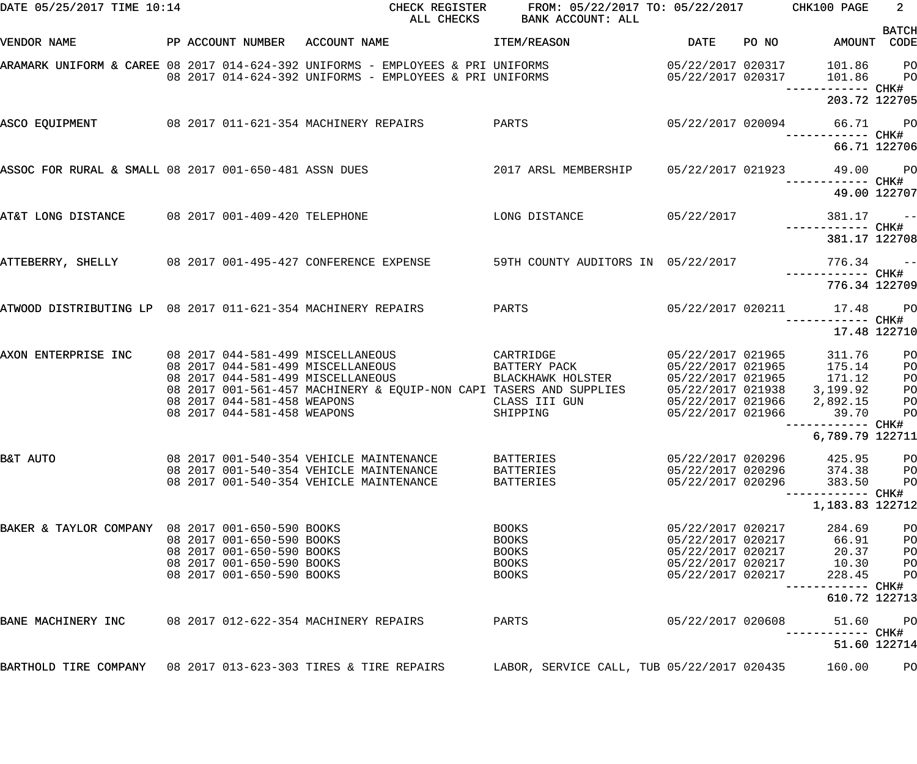DATE 05/25/2017 TIME 10:14 CHECK REGISTER FROM: 05/22/2017 TO: 05/22/2017 CHK100 PAGE 2

ALL CHECKS BANK ACCOUNT: ALL

| VENDOR NAME | PP ACCOUNT NUMBER | ACCOUNT NAME | ITEM/REASON | DATE | PO NO | AMOUNT | BATCH CODE |
|---|---|---|---|---|---|---|---|
| ARAMARK UNIFORM & CAREE | 08 2017 014-624-392 | UNIFORMS - EMPLOYEES & PRI | UNIFORMS | 05/22/2017 | 020317 | 101.86 | PO |
| | 08 2017 014-624-392 | UNIFORMS - EMPLOYEES & PRI | UNIFORMS | 05/22/2017 | 020317 | 101.86 | PO |
| | | | | | | ------------ | CHK# |
| | | | | | | 203.72 | 122705 |
| ASCO EQUIPMENT | 08 2017 011-621-354 | MACHINERY REPAIRS | PARTS | 05/22/2017 | 020094 | 66.71 | PO |
| | | | | | | ------------ | CHK# |
| | | | | | | 66.71 | 122706 |
| ASSOC FOR RURAL & SMALL | 08 2017 001-650-481 | ASSN DUES | 2017 ARSL MEMBERSHIP | 05/22/2017 | 021923 | 49.00 | PO |
| | | | | | | ------------ | CHK# |
| | | | | | | 49.00 | 122707 |
| AT&T LONG DISTANCE | 08 2017 001-409-420 | TELEPHONE | LONG DISTANCE | 05/22/2017 | | 381.17 | -- |
| | | | | | | ------------ | CHK# |
| | | | | | | 381.17 | 122708 |
| ATTEBERRY, SHELLY | 08 2017 001-495-427 | CONFERENCE EXPENSE | 59TH COUNTY AUDITORS IN | 05/22/2017 | | 776.34 | -- |
| | | | | | | ------------ | CHK# |
| | | | | | | 776.34 | 122709 |
| ATWOOD DISTRIBUTING LP | 08 2017 011-621-354 | MACHINERY REPAIRS | PARTS | 05/22/2017 | 020211 | 17.48 | PO |
| | | | | | | ------------ | CHK# |
| | | | | | | 17.48 | 122710 |
| AXON ENTERPRISE INC | 08 2017 044-581-499 | MISCELLANEOUS | CARTRIDGE | 05/22/2017 | 021965 | 311.76 | PO |
| | 08 2017 044-581-499 | MISCELLANEOUS | BATTERY PACK | 05/22/2017 | 021965 | 175.14 | PO |
| | 08 2017 044-581-499 | MISCELLANEOUS | BLACKHAWK HOLSTER | 05/22/2017 | 021965 | 171.12 | PO |
| | 08 2017 001-561-457 | MACHINERY & EQUIP-NON CAPI | TASERS AND SUPPLIES | 05/22/2017 | 021938 | 3,199.92 | PO |
| | 08 2017 044-581-458 | WEAPONS | CLASS III GUN | 05/22/2017 | 021966 | 2,892.15 | PO |
| | 08 2017 044-581-458 | WEAPONS | SHIPPING | 05/22/2017 | 021966 | 39.70 | PO |
| | | | | | | ------------ | CHK# |
| | | | | | | 6,789.79 | 122711 |
| B&T AUTO | 08 2017 001-540-354 | VEHICLE MAINTENANCE | BATTERIES | 05/22/2017 | 020296 | 425.95 | PO |
| | 08 2017 001-540-354 | VEHICLE MAINTENANCE | BATTERIES | 05/22/2017 | 020296 | 374.38 | PO |
| | 08 2017 001-540-354 | VEHICLE MAINTENANCE | BATTERIES | 05/22/2017 | 020296 | 383.50 | PO |
| | | | | | | ------------ | CHK# |
| | | | | | | 1,183.83 | 122712 |
| BAKER & TAYLOR COMPANY | 08 2017 001-650-590 | BOOKS | BOOKS | 05/22/2017 | 020217 | 284.69 | PO |
| | 08 2017 001-650-590 | BOOKS | BOOKS | 05/22/2017 | 020217 | 66.91 | PO |
| | 08 2017 001-650-590 | BOOKS | BOOKS | 05/22/2017 | 020217 | 20.37 | PO |
| | 08 2017 001-650-590 | BOOKS | BOOKS | 05/22/2017 | 020217 | 10.30 | PO |
| | 08 2017 001-650-590 | BOOKS | BOOKS | 05/22/2017 | 020217 | 228.45 | PO |
| | | | | | | ------------ | CHK# |
| | | | | | | 610.72 | 122713 |
| BANE MACHINERY INC | 08 2017 012-622-354 | MACHINERY REPAIRS | PARTS | 05/22/2017 | 020608 | 51.60 | PO |
| | | | | | | ------------ | CHK# |
| | | | | | | 51.60 | 122714 |
| BARTHOLD TIRE COMPANY | 08 2017 013-623-303 | TIRES & TIRE REPAIRS | LABOR, SERVICE CALL, TUB | 05/22/2017 | 020435 | 160.00 | PO |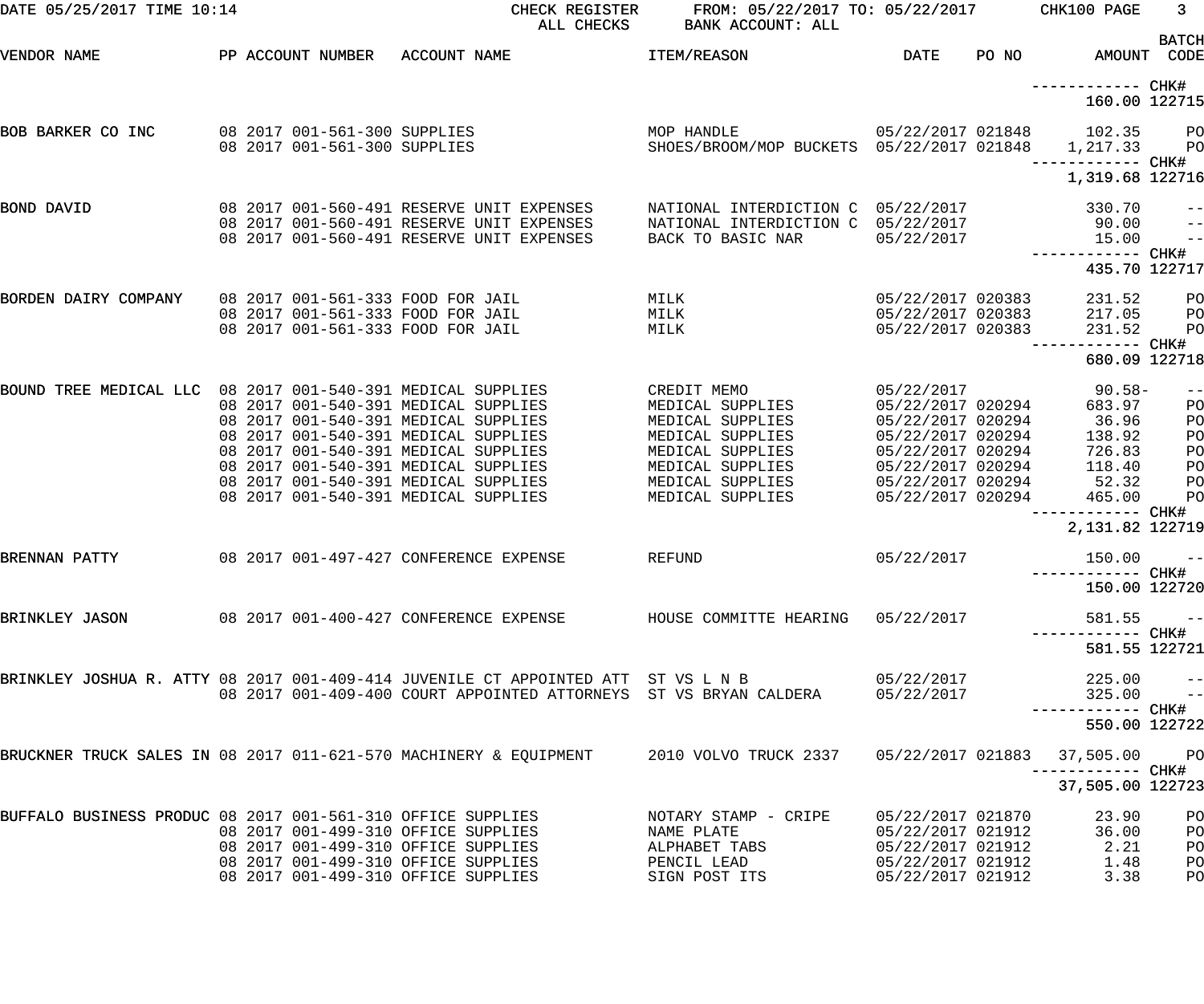DATE 05/25/2017 TIME 10:14 — CHECK REGISTER — ALL CHECKS — FROM: 05/22/2017 TO: 05/22/2017 — BANK ACCOUNT: ALL — CHK100

| VENDOR NAME | PP | ACCOUNT NUMBER | ACCOUNT NAME | ITEM/REASON | DATE | PO NO | AMOUNT | BATCH CODE |
|---|---|---|---|---|---|---|---|---|
| | | | | | | | ------------ | CHK# |
| | | | | | | | 160.00 | 122715 |
| BOB BARKER CO INC | 08 | 2017 001-561-300 | SUPPLIES | MOP HANDLE | 05/22/2017 | 021848 | 102.35 | PO |
| | 08 | 2017 001-561-300 | SUPPLIES | SHOES/BROOM/MOP BUCKETS | 05/22/2017 | 021848 | 1,217.33 | PO |
| | | | | | | | ------------ | CHK# |
| | | | | | | | 1,319.68 | 122716 |
| BOND DAVID | 08 | 2017 001-560-491 | RESERVE UNIT EXPENSES | NATIONAL INTERDICTION C | 05/22/2017 | | 330.70 | -- |
| | 08 | 2017 001-560-491 | RESERVE UNIT EXPENSES | NATIONAL INTERDICTION C | 05/22/2017 | | 90.00 | -- |
| | 08 | 2017 001-560-491 | RESERVE UNIT EXPENSES | BACK TO BASIC NAR | 05/22/2017 | | 15.00 | -- |
| | | | | | | | ------------ | CHK# |
| | | | | | | | 435.70 | 122717 |
| BORDEN DAIRY COMPANY | 08 | 2017 001-561-333 | FOOD FOR JAIL | MILK | 05/22/2017 | 020383 | 231.52 | PO |
| | 08 | 2017 001-561-333 | FOOD FOR JAIL | MILK | 05/22/2017 | 020383 | 217.05 | PO |
| | 08 | 2017 001-561-333 | FOOD FOR JAIL | MILK | 05/22/2017 | 020383 | 231.52 | PO |
| | | | | | | | ------------ | CHK# |
| | | | | | | | 680.09 | 122718 |
| BOUND TREE MEDICAL LLC | 08 | 2017 001-540-391 | MEDICAL SUPPLIES | CREDIT MEMO | 05/22/2017 | | 90.58- | -- |
| | 08 | 2017 001-540-391 | MEDICAL SUPPLIES | MEDICAL SUPPLIES | 05/22/2017 | 020294 | 683.97 | PO |
| | 08 | 2017 001-540-391 | MEDICAL SUPPLIES | MEDICAL SUPPLIES | 05/22/2017 | 020294 | 36.96 | PO |
| | 08 | 2017 001-540-391 | MEDICAL SUPPLIES | MEDICAL SUPPLIES | 05/22/2017 | 020294 | 138.92 | PO |
| | 08 | 2017 001-540-391 | MEDICAL SUPPLIES | MEDICAL SUPPLIES | 05/22/2017 | 020294 | 726.83 | PO |
| | 08 | 2017 001-540-391 | MEDICAL SUPPLIES | MEDICAL SUPPLIES | 05/22/2017 | 020294 | 118.40 | PO |
| | 08 | 2017 001-540-391 | MEDICAL SUPPLIES | MEDICAL SUPPLIES | 05/22/2017 | 020294 | 52.32 | PO |
| | 08 | 2017 001-540-391 | MEDICAL SUPPLIES | MEDICAL SUPPLIES | 05/22/2017 | 020294 | 465.00 | PO |
| | | | | | | | ------------ | CHK# |
| | | | | | | | 2,131.82 | 122719 |
| BRENNAN PATTY | 08 | 2017 001-497-427 | CONFERENCE EXPENSE | REFUND | 05/22/2017 | | 150.00 | -- |
| | | | | | | | ------------ | CHK# |
| | | | | | | | 150.00 | 122720 |
| BRINKLEY JASON | 08 | 2017 001-400-427 | CONFERENCE EXPENSE | HOUSE COMMITTE HEARING | 05/22/2017 | | 581.55 | -- |
| | | | | | | | ------------ | CHK# |
| | | | | | | | 581.55 | 122721 |
| BRINKLEY JOSHUA R. ATTY | 08 | 2017 001-409-414 | JUVENILE CT APPOINTED ATT | ST VS L N B | 05/22/2017 | | 225.00 | -- |
| | 08 | 2017 001-409-400 | COURT APPOINTED ATTORNEYS | ST VS BRYAN CALDERA | 05/22/2017 | | 325.00 | -- |
| | | | | | | | ------------ | CHK# |
| | | | | | | | 550.00 | 122722 |
| BRUCKNER TRUCK SALES IN | 08 | 2017 011-621-570 | MACHINERY & EQUIPMENT | 2010 VOLVO TRUCK 2337 | 05/22/2017 | 021883 | 37,505.00 | PO |
| | | | | | | | ------------ | CHK# |
| | | | | | | | 37,505.00 | 122723 |
| BUFFALO BUSINESS PRODUC | 08 | 2017 001-561-310 | OFFICE SUPPLIES | NOTARY STAMP - CRIPE | 05/22/2017 | 021870 | 23.90 | PO |
| | 08 | 2017 001-499-310 | OFFICE SUPPLIES | NAME PLATE | 05/22/2017 | 021912 | 36.00 | PO |
| | 08 | 2017 001-499-310 | OFFICE SUPPLIES | ALPHABET TABS | 05/22/2017 | 021912 | 2.21 | PO |
| | 08 | 2017 001-499-310 | OFFICE SUPPLIES | PENCIL LEAD | 05/22/2017 | 021912 | 1.48 | PO |
| | 08 | 2017 001-499-310 | OFFICE SUPPLIES | SIGN POST ITS | 05/22/2017 | 021912 | 3.38 | PO |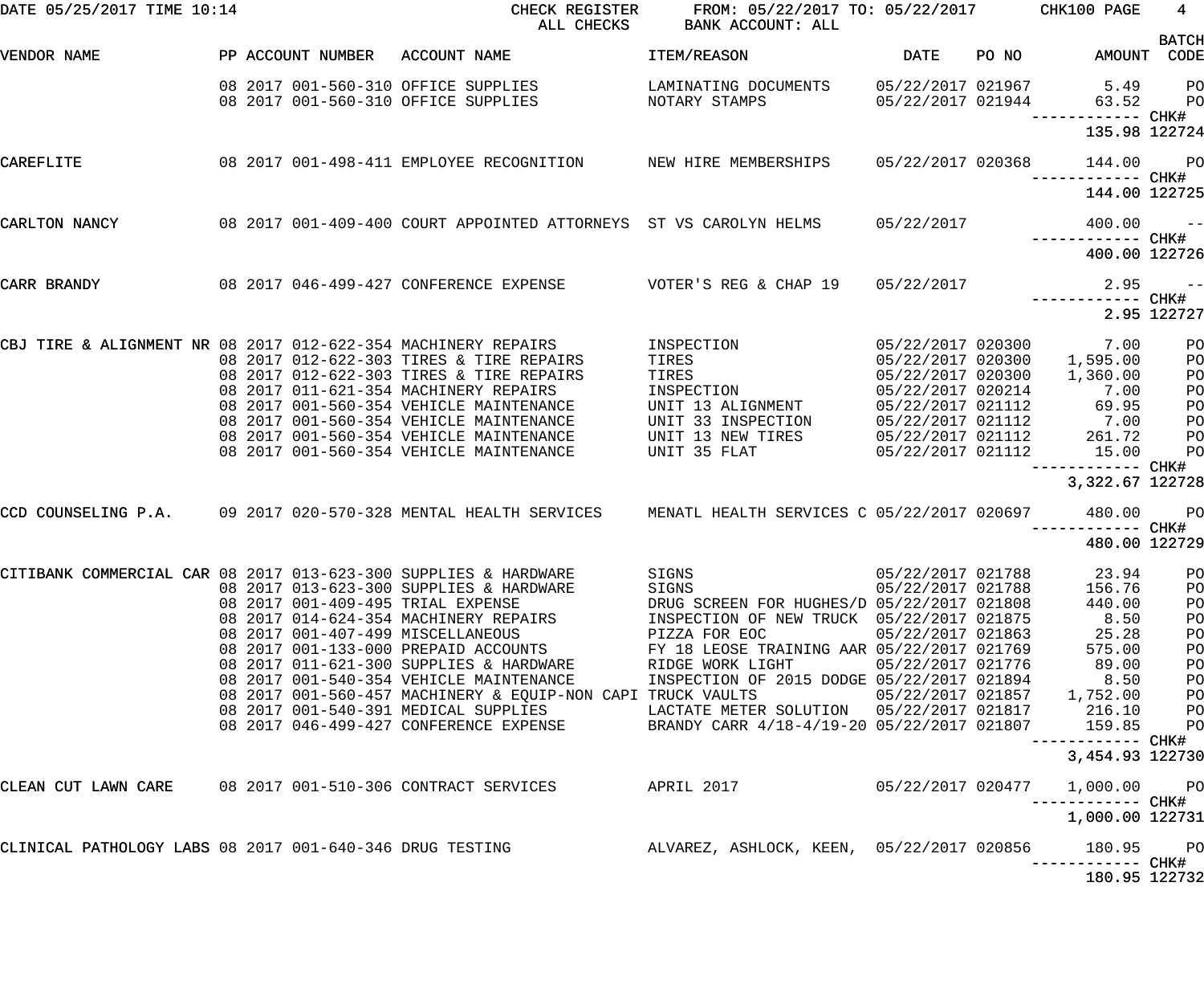DATE 05/25/2017 TIME 10:14 CHECK REGISTER ALL CHECKS FROM: 05/22/2017 TO: 05/22/2017 BANK ACCOUNT: ALL CHK100

| VENDOR NAME | PP | ACCOUNT NUMBER | ACCOUNT NAME | ITEM/REASON | DATE | PO NO | AMOUNT | BATCH CODE |
|---|---|---|---|---|---|---|---|---|
| | 08 2017 | 001-560-310 | OFFICE SUPPLIES | LAMINATING DOCUMENTS | 05/22/2017 | 021967 | 5.49 | PO |
| | 08 2017 | 001-560-310 | OFFICE SUPPLIES | NOTARY STAMPS | 05/22/2017 | 021944 | 63.52 | PO |
| | | | | | | | 135.98 | CHK# 122724 |
| CAREFLITE | 08 2017 | 001-498-411 | EMPLOYEE RECOGNITION | NEW HIRE MEMBERSHIPS | 05/22/2017 | 020368 | 144.00 | PO |
| | | | | | | | 144.00 | CHK# 122725 |
| CARLTON NANCY | 08 2017 | 001-409-400 | COURT APPOINTED ATTORNEYS | ST VS CAROLYN HELMS | 05/22/2017 | | 400.00 | -- |
| | | | | | | | 400.00 | CHK# 122726 |
| CARR BRANDY | 08 2017 | 046-499-427 | CONFERENCE EXPENSE | VOTER'S REG & CHAP 19 | 05/22/2017 | | 2.95 | -- |
| | | | | | | | 2.95 | CHK# 122727 |
| CBJ TIRE & ALIGNMENT NR | 08 2017 | 012-622-354 | MACHINERY REPAIRS | INSPECTION | 05/22/2017 | 020300 | 7.00 | PO |
| | 08 2017 | 012-622-303 | TIRES & TIRE REPAIRS | TIRES | 05/22/2017 | 020300 | 1,595.00 | PO |
| | 08 2017 | 012-622-303 | TIRES & TIRE REPAIRS | TIRES | 05/22/2017 | 020300 | 1,360.00 | PO |
| | 08 2017 | 011-621-354 | MACHINERY REPAIRS | INSPECTION | 05/22/2017 | 020214 | 7.00 | PO |
| | 08 2017 | 001-560-354 | VEHICLE MAINTENANCE | UNIT 13 ALIGNMENT | 05/22/2017 | 021112 | 69.95 | PO |
| | 08 2017 | 001-560-354 | VEHICLE MAINTENANCE | UNIT 33 INSPECTION | 05/22/2017 | 021112 | 7.00 | PO |
| | 08 2017 | 001-560-354 | VEHICLE MAINTENANCE | UNIT 13 NEW TIRES | 05/22/2017 | 021112 | 261.72 | PO |
| | 08 2017 | 001-560-354 | VEHICLE MAINTENANCE | UNIT 35 FLAT | 05/22/2017 | 021112 | 15.00 | PO |
| | | | | | | | 3,322.67 | CHK# 122728 |
| CCD COUNSELING P.A. | 09 2017 | 020-570-328 | MENTAL HEALTH SERVICES | MENATL HEALTH SERVICES C | 05/22/2017 | 020697 | 480.00 | PO |
| | | | | | | | 480.00 | CHK# 122729 |
| CITIBANK COMMERCIAL CAR | 08 2017 | 013-623-300 | SUPPLIES & HARDWARE | SIGNS | 05/22/2017 | 021788 | 23.94 | PO |
| | 08 2017 | 013-623-300 | SUPPLIES & HARDWARE | SIGNS | 05/22/2017 | 021788 | 156.76 | PO |
| | 08 2017 | 001-409-495 | TRIAL EXPENSE | DRUG SCREEN FOR HUGHES/D | 05/22/2017 | 021808 | 440.00 | PO |
| | 08 2017 | 014-624-354 | MACHINERY REPAIRS | INSPECTION OF NEW TRUCK | 05/22/2017 | 021875 | 8.50 | PO |
| | 08 2017 | 001-407-499 | MISCELLANEOUS | PIZZA FOR EOC | 05/22/2017 | 021863 | 25.28 | PO |
| | 08 2017 | 001-133-000 | PREPAID ACCOUNTS | FY 18 LEOSE TRAINING AAR | 05/22/2017 | 021769 | 575.00 | PO |
| | 08 2017 | 011-621-300 | SUPPLIES & HARDWARE | RIDGE WORK LIGHT | 05/22/2017 | 021776 | 89.00 | PO |
| | 08 2017 | 001-540-354 | VEHICLE MAINTENANCE | INSPECTION OF 2015 DODGE | 05/22/2017 | 021894 | 8.50 | PO |
| | 08 2017 | 001-560-457 | MACHINERY & EQUIP-NON CAPI | TRUCK VAULTS | 05/22/2017 | 021857 | 1,752.00 | PO |
| | 08 2017 | 001-540-391 | MEDICAL SUPPLIES | LACTATE METER SOLUTION | 05/22/2017 | 021817 | 216.10 | PO |
| | 08 2017 | 046-499-427 | CONFERENCE EXPENSE | BRANDY CARR 4/18-4/19-20 | 05/22/2017 | 021807 | 159.85 | PO |
| | | | | | | | 3,454.93 | CHK# 122730 |
| CLEAN CUT LAWN CARE | 08 2017 | 001-510-306 | CONTRACT SERVICES | APRIL 2017 | 05/22/2017 | 020477 | 1,000.00 | PO |
| | | | | | | | 1,000.00 | CHK# 122731 |
| CLINICAL PATHOLOGY LABS | 08 2017 | 001-640-346 | DRUG TESTING | ALVAREZ, ASHLOCK, KEEN, | 05/22/2017 | 020856 | 180.95 | PO |
| | | | | | | | 180.95 | CHK# 122732 |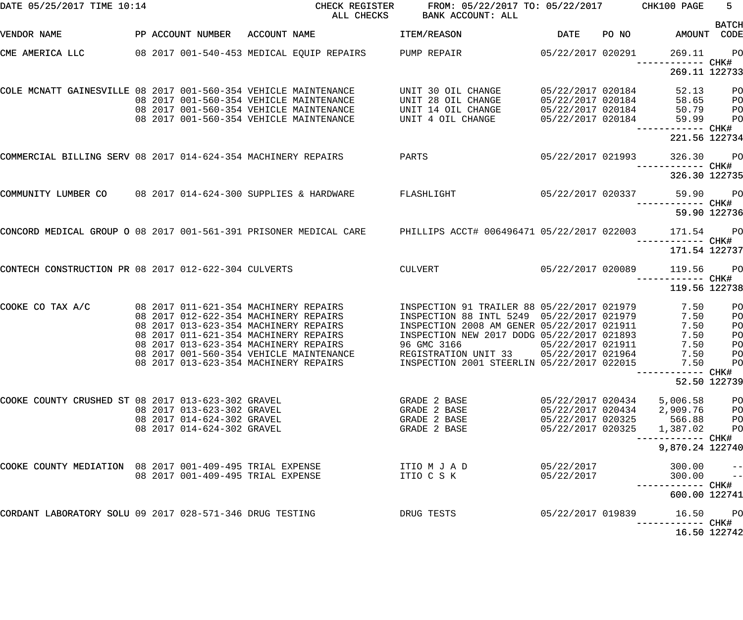CHECK REGISTER FROM: 05/22/2017 TO: 05/22/2017
ALL CHECKS BANK ACCOUNT: ALL

| VENDOR NAME | PP | ACCOUNT NUMBER | ACCOUNT NAME | ITEM/REASON | DATE | PO NO | AMOUNT | BATCH CODE |
|---|---|---|---|---|---|---|---|---|
| CME AMERICA LLC | 08 2017 | 001-540-453 | MEDICAL EQUIP REPAIRS | PUMP REPAIR | 05/22/2017 | 020291 | 269.11 | PO |
| | | | | | | | ------------ | CHK# |
| | | | | | | | 269.11 | 122733 |
| COLE MCNATT GAINESVILLE | 08 2017 | 001-560-354 | VEHICLE MAINTENANCE | UNIT 30 OIL CHANGE | 05/22/2017 | 020184 | 52.13 | PO |
| | 08 2017 | 001-560-354 | VEHICLE MAINTENANCE | UNIT 28 OIL CHANGE | 05/22/2017 | 020184 | 58.65 | PO |
| | 08 2017 | 001-560-354 | VEHICLE MAINTENANCE | UNIT 14 OIL CHANGE | 05/22/2017 | 020184 | 50.79 | PO |
| | 08 2017 | 001-560-354 | VEHICLE MAINTENANCE | UNIT 4 OIL CHANGE | 05/22/2017 | 020184 | 59.99 | PO |
| | | | | | | | ------------ | CHK# |
| | | | | | | | 221.56 | 122734 |
| COMMERCIAL BILLING SERV | 08 2017 | 014-624-354 | MACHINERY REPAIRS | PARTS | 05/22/2017 | 021993 | 326.30 | PO |
| | | | | | | | ------------ | CHK# |
| | | | | | | | 326.30 | 122735 |
| COMMUNITY LUMBER CO | 08 2017 | 014-624-300 | SUPPLIES & HARDWARE | FLASHLIGHT | 05/22/2017 | 020337 | 59.90 | PO |
| | | | | | | | ------------ | CHK# |
| | | | | | | | 59.90 | 122736 |
| CONCORD MEDICAL GROUP O | 08 2017 | 001-561-391 | PRISONER MEDICAL CARE | PHILLIPS ACCT# 006496471 | 05/22/2017 | 022003 | 171.54 | PO |
| | | | | | | | ------------ | CHK# |
| | | | | | | | 171.54 | 122737 |
| CONTECH CONSTRUCTION PR | 08 2017 | 012-622-304 | CULVERTS | CULVERT | 05/22/2017 | 020089 | 119.56 | PO |
| | | | | | | | ------------ | CHK# |
| | | | | | | | 119.56 | 122738 |
| COOKE CO TAX A/C | 08 2017 | 011-621-354 | MACHINERY REPAIRS | INSPECTION 91 TRAILER 88 | 05/22/2017 | 021979 | 7.50 | PO |
| | 08 2017 | 012-622-354 | MACHINERY REPAIRS | INSPECTION 88 INTL 5249 | 05/22/2017 | 021979 | 7.50 | PO |
| | 08 2017 | 013-623-354 | MACHINERY REPAIRS | INSPECTION 2008 AM GENER | 05/22/2017 | 021911 | 7.50 | PO |
| | 08 2017 | 011-621-354 | MACHINERY REPAIRS | INSPECTION NEW 2017 DODG | 05/22/2017 | 021893 | 7.50 | PO |
| | 08 2017 | 013-623-354 | MACHINERY REPAIRS | 96 GMC 3166 | 05/22/2017 | 021911 | 7.50 | PO |
| | 08 2017 | 001-560-354 | VEHICLE MAINTENANCE | REGISTRATION UNIT 33 | 05/22/2017 | 021964 | 7.50 | PO |
| | 08 2017 | 013-623-354 | MACHINERY REPAIRS | INSPECTION 2001 STEERLIN | 05/22/2017 | 022015 | 7.50 | PO |
| | | | | | | | ------------ | CHK# |
| | | | | | | | 52.50 | 122739 |
| COOKE COUNTY CRUSHED ST | 08 2017 | 013-623-302 | GRAVEL | GRADE 2 BASE | 05/22/2017 | 020434 | 5,006.58 | PO |
| | 08 2017 | 013-623-302 | GRAVEL | GRADE 2 BASE | 05/22/2017 | 020434 | 2,909.76 | PO |
| | 08 2017 | 014-624-302 | GRAVEL | GRADE 2 BASE | 05/22/2017 | 020325 | 566.88 | PO |
| | 08 2017 | 014-624-302 | GRAVEL | GRADE 2 BASE | 05/22/2017 | 020325 | 1,387.02 | PO |
| | | | | | | | ------------ | CHK# |
| | | | | | | | 9,870.24 | 122740 |
| COOKE COUNTY MEDIATION | 08 2017 | 001-409-495 | TRIAL EXPENSE | ITIO M J A D | 05/22/2017 | | 300.00 | -- |
| | 08 2017 | 001-409-495 | TRIAL EXPENSE | ITIO C S K | 05/22/2017 | | 300.00 | -- |
| | | | | | | | ------------ | CHK# |
| | | | | | | | 600.00 | 122741 |
| CORDANT LABORATORY SOLU | 09 2017 | 028-571-346 | DRUG TESTING | DRUG TESTS | 05/22/2017 | 019839 | 16.50 | PO |
| | | | | | | | ------------ | CHK# |
| | | | | | | | 16.50 | 122742 |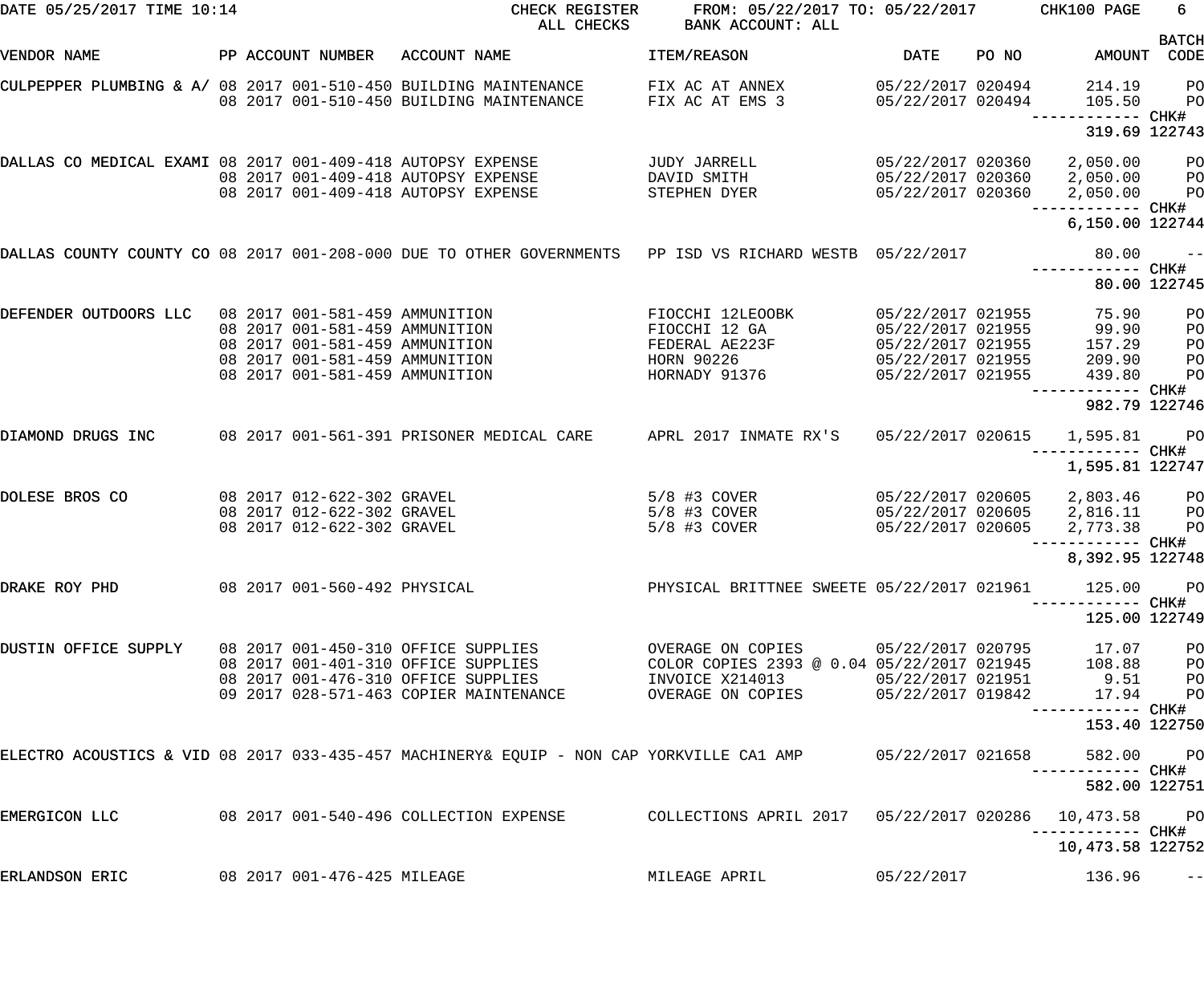DATE 05/25/2017 TIME 10:14 CHECK REGISTER ALL CHECKS FROM: 05/22/2017 TO: 05/22/2017 BANK ACCOUNT: ALL CHK100 PAGE 6

| VENDOR NAME | PP ACCOUNT NUMBER | ACCOUNT NAME | ITEM/REASON | DATE | PO NO | AMOUNT | BATCH CODE |
|---|---|---|---|---|---|---|---|
| CULPEPPER PLUMBING & A/ | 08 2017 001-510-450 | BUILDING MAINTENANCE | FIX AC AT ANNEX | 05/22/2017 | 020494 | 214.19 | PO |
| | 08 2017 001-510-450 | BUILDING MAINTENANCE | FIX AC AT EMS 3 | 05/22/2017 | 020494 | 105.50 | PO |
| | | | | | | ------------ CHK# | |
| | | | | | | 319.69 | 122743 |
| DALLAS CO MEDICAL EXAMI | 08 2017 001-409-418 | AUTOPSY EXPENSE | JUDY JARRELL | 05/22/2017 | 020360 | 2,050.00 | PO |
| | 08 2017 001-409-418 | AUTOPSY EXPENSE | DAVID SMITH | 05/22/2017 | 020360 | 2,050.00 | PO |
| | 08 2017 001-409-418 | AUTOPSY EXPENSE | STEPHEN DYER | 05/22/2017 | 020360 | 2,050.00 | PO |
| | | | | | | ------------ CHK# | |
| | | | | | | 6,150.00 | 122744 |
| DALLAS COUNTY COUNTY CO | 08 2017 001-208-000 | DUE TO OTHER GOVERNMENTS | PP ISD VS RICHARD WESTB | 05/22/2017 | | 80.00 | -- |
| | | | | | | ------------ CHK# | |
| | | | | | | 80.00 | 122745 |
| DEFENDER OUTDOORS LLC | 08 2017 001-581-459 | AMMUNITION | FIOCCHI 12LEOOBK | 05/22/2017 | 021955 | 75.90 | PO |
| | 08 2017 001-581-459 | AMMUNITION | FIOCCHI 12 GA | 05/22/2017 | 021955 | 99.90 | PO |
| | 08 2017 001-581-459 | AMMUNITION | FEDERAL AE223F | 05/22/2017 | 021955 | 157.29 | PO |
| | 08 2017 001-581-459 | AMMUNITION | HORN 90226 | 05/22/2017 | 021955 | 209.90 | PO |
| | 08 2017 001-581-459 | AMMUNITION | HORNADY 91376 | 05/22/2017 | 021955 | 439.80 | PO |
| | | | | | | ------------ CHK# | |
| | | | | | | 982.79 | 122746 |
| DIAMOND DRUGS INC | 08 2017 001-561-391 | PRISONER MEDICAL CARE | APRL 2017 INMATE RX'S | 05/22/2017 | 020615 | 1,595.81 | PO |
| | | | | | | ------------ CHK# | |
| | | | | | | 1,595.81 | 122747 |
| DOLESE BROS CO | 08 2017 012-622-302 | GRAVEL | 5/8 #3 COVER | 05/22/2017 | 020605 | 2,803.46 | PO |
| | 08 2017 012-622-302 | GRAVEL | 5/8 #3 COVER | 05/22/2017 | 020605 | 2,816.11 | PO |
| | 08 2017 012-622-302 | GRAVEL | 5/8 #3 COVER | 05/22/2017 | 020605 | 2,773.38 | PO |
| | | | | | | ------------ CHK# | |
| | | | | | | 8,392.95 | 122748 |
| DRAKE ROY PHD | 08 2017 001-560-492 | PHYSICAL | PHYSICAL BRITTNEE SWEETE | 05/22/2017 | 021961 | 125.00 | PO |
| | | | | | | ------------ CHK# | |
| | | | | | | 125.00 | 122749 |
| DUSTIN OFFICE SUPPLY | 08 2017 001-450-310 | OFFICE SUPPLIES | OVERAGE ON COPIES | 05/22/2017 | 020795 | 17.07 | PO |
| | 08 2017 001-401-310 | OFFICE SUPPLIES | COLOR COPIES 2393 @ 0.04 | 05/22/2017 | 021945 | 108.88 | PO |
| | 08 2017 001-476-310 | OFFICE SUPPLIES | INVOICE X214013 | 05/22/2017 | 021951 | 9.51 | PO |
| | 09 2017 028-571-463 | COPIER MAINTENANCE | OVERAGE ON COPIES | 05/22/2017 | 019842 | 17.94 | PO |
| | | | | | | ------------ CHK# | |
| | | | | | | 153.40 | 122750 |
| ELECTRO ACOUSTICS & VID | 08 2017 033-435-457 | MACHINERY& EQUIP - NON CAP | YORKVILLE CA1 AMP | 05/22/2017 | 021658 | 582.00 | PO |
| | | | | | | ------------ CHK# | |
| | | | | | | 582.00 | 122751 |
| EMERGICON LLC | 08 2017 001-540-496 | COLLECTION EXPENSE | COLLECTIONS APRIL 2017 | 05/22/2017 | 020286 | 10,473.58 | PO |
| | | | | | | ------------ CHK# | |
| | | | | | | 10,473.58 | 122752 |
| ERLANDSON ERIC | 08 2017 001-476-425 | MILEAGE | MILEAGE APRIL | 05/22/2017 | | 136.96 | -- |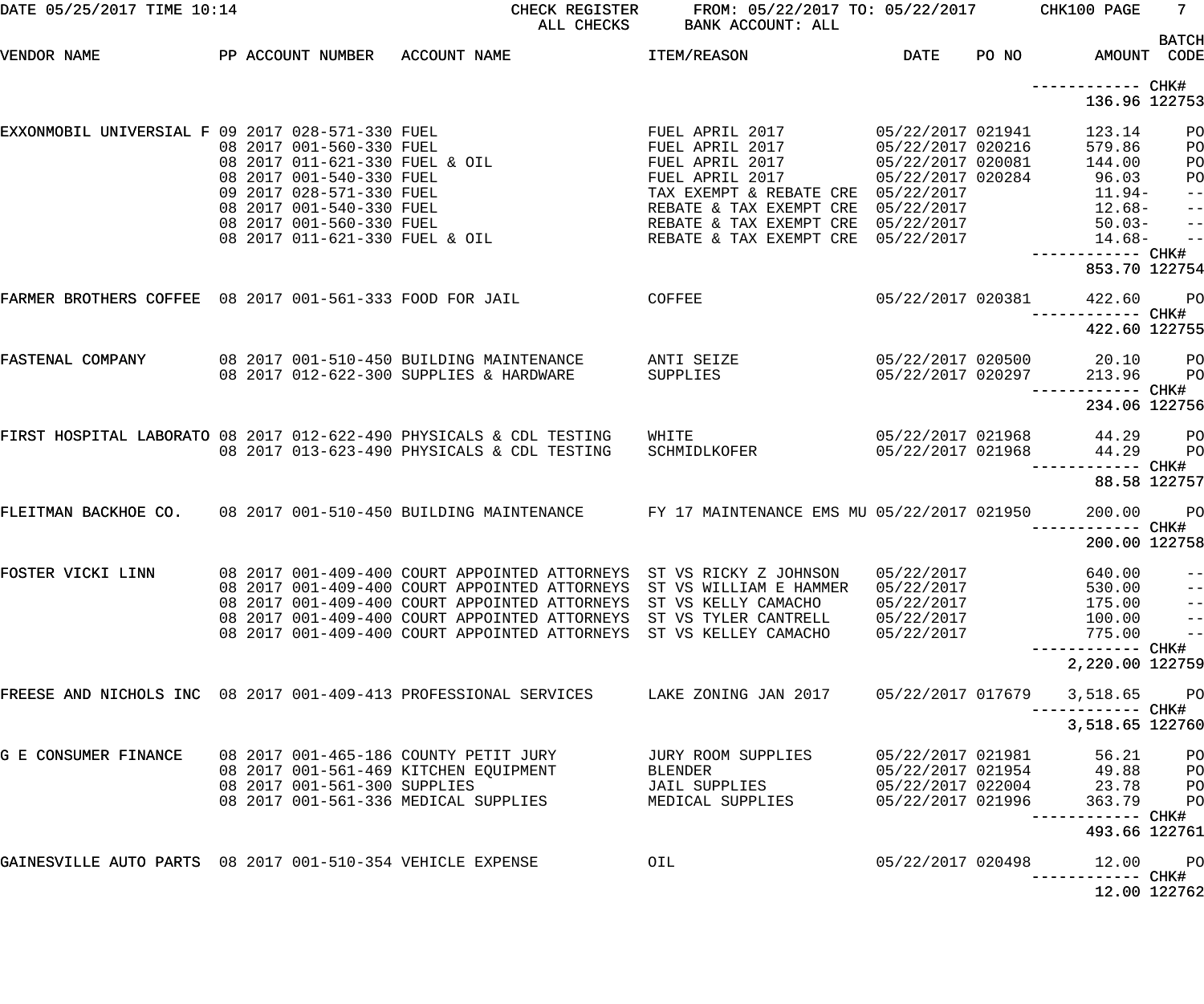DATE 05/25/2017 TIME 10:14 CHECK REGISTER ALL CHECKS FROM: 05/22/2017 TO: 05/22/2017 BANK ACCOUNT: ALL CHK100

| VENDOR NAME | PP | ACCOUNT NUMBER | ACCOUNT NAME | ITEM/REASON | DATE | PO NO | AMOUNT | BATCH CODE |
|---|---|---|---|---|---|---|---|---|
| | | | | | | | ------------ CHK# | |
| | | | | | | | 136.96 | 122753 |
| EXXONMOBIL UNIVERSIAL F | 09 | 2017 028-571-330 | FUEL | FUEL APRIL 2017 | 05/22/2017 | 021941 | 123.14 | PO |
| | 08 | 2017 001-560-330 | FUEL | FUEL APRIL 2017 | 05/22/2017 | 020216 | 579.86 | PO |
| | 08 | 2017 011-621-330 | FUEL & OIL | FUEL APRIL 2017 | 05/22/2017 | 020081 | 144.00 | PO |
| | 08 | 2017 001-540-330 | FUEL | FUEL APRIL 2017 | 05/22/2017 | 020284 | 96.03 | PO |
| | 09 | 2017 028-571-330 | FUEL | TAX EXEMPT & REBATE CRE | 05/22/2017 | | 11.94- | -- |
| | 08 | 2017 001-540-330 | FUEL | REBATE & TAX EXEMPT CRE | 05/22/2017 | | 12.68- | -- |
| | 08 | 2017 001-560-330 | FUEL | REBATE & TAX EXEMPT CRE | 05/22/2017 | | 50.03- | -- |
| | 08 | 2017 011-621-330 | FUEL & OIL | REBATE & TAX EXEMPT CRE | 05/22/2017 | | 14.68- | -- |
| | | | | | | | ------------ CHK# | |
| | | | | | | | 853.70 | 122754 |
| FARMER BROTHERS COFFEE | 08 | 2017 001-561-333 | FOOD FOR JAIL | COFFEE | 05/22/2017 | 020381 | 422.60 | PO |
| | | | | | | | ------------ CHK# | |
| | | | | | | | 422.60 | 122755 |
| FASTENAL COMPANY | 08 | 2017 001-510-450 | BUILDING MAINTENANCE | ANTI SEIZE | 05/22/2017 | 020500 | 20.10 | PO |
| | 08 | 2017 012-622-300 | SUPPLIES & HARDWARE | SUPPLIES | 05/22/2017 | 020297 | 213.96 | PO |
| | | | | | | | ------------ CHK# | |
| | | | | | | | 234.06 | 122756 |
| FIRST HOSPITAL LABORATO | 08 | 2017 012-622-490 | PHYSICALS & CDL TESTING | WHITE | 05/22/2017 | 021968 | 44.29 | PO |
| | 08 | 2017 013-623-490 | PHYSICALS & CDL TESTING | SCHMIDLKOFER | 05/22/2017 | 021968 | 44.29 | PO |
| | | | | | | | ------------ CHK# | |
| | | | | | | | 88.58 | 122757 |
| FLEITMAN BACKHOE CO. | 08 | 2017 001-510-450 | BUILDING MAINTENANCE | FY 17 MAINTENANCE EMS MU | 05/22/2017 | 021950 | 200.00 | PO |
| | | | | | | | ------------ CHK# | |
| | | | | | | | 200.00 | 122758 |
| FOSTER VICKI LINN | 08 | 2017 001-409-400 | COURT APPOINTED ATTORNEYS | ST VS RICKY Z JOHNSON | 05/22/2017 | | 640.00 | -- |
| | 08 | 2017 001-409-400 | COURT APPOINTED ATTORNEYS | ST VS WILLIAM E HAMMER | 05/22/2017 | | 530.00 | -- |
| | 08 | 2017 001-409-400 | COURT APPOINTED ATTORNEYS | ST VS KELLY CAMACHO | 05/22/2017 | | 175.00 | -- |
| | 08 | 2017 001-409-400 | COURT APPOINTED ATTORNEYS | ST VS TYLER CANTRELL | 05/22/2017 | | 100.00 | -- |
| | 08 | 2017 001-409-400 | COURT APPOINTED ATTORNEYS | ST VS KELLEY CAMACHO | 05/22/2017 | | 775.00 | -- |
| | | | | | | | ------------ CHK# | |
| | | | | | | | 2,220.00 | 122759 |
| FREESE AND NICHOLS INC | 08 | 2017 001-409-413 | PROFESSIONAL SERVICES | LAKE ZONING JAN 2017 | 05/22/2017 | 017679 | 3,518.65 | PO |
| | | | | | | | ------------ CHK# | |
| | | | | | | | 3,518.65 | 122760 |
| G E CONSUMER FINANCE | 08 | 2017 001-465-186 | COUNTY PETIT JURY | JURY ROOM SUPPLIES | 05/22/2017 | 021981 | 56.21 | PO |
| | 08 | 2017 001-561-469 | KITCHEN EQUIPMENT | BLENDER | 05/22/2017 | 021954 | 49.88 | PO |
| | 08 | 2017 001-561-300 | SUPPLIES | JAIL SUPPLIES | 05/22/2017 | 022004 | 23.78 | PO |
| | 08 | 2017 001-561-336 | MEDICAL SUPPLIES | MEDICAL SUPPLIES | 05/22/2017 | 021996 | 363.79 | PO |
| | | | | | | | ------------ CHK# | |
| | | | | | | | 493.66 | 122761 |
| GAINESVILLE AUTO PARTS | 08 | 2017 001-510-354 | VEHICLE EXPENSE | OIL | 05/22/2017 | 020498 | 12.00 | PO |
| | | | | | | | ------------ CHK# | |
| | | | | | | | 12.00 | 122762 |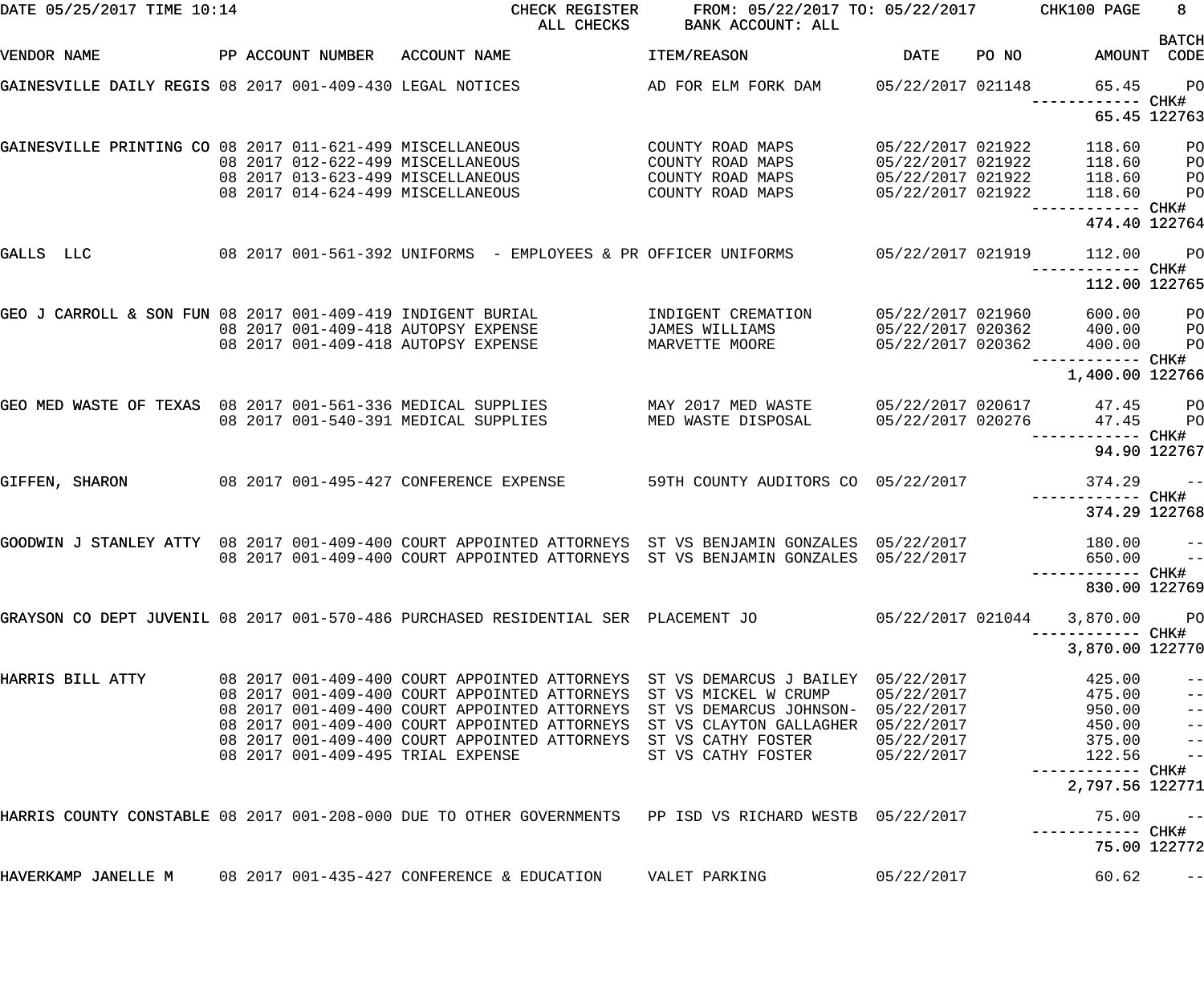DATE 05/25/2017 TIME 10:14 CHECK REGISTER FROM: 05/22/2017 TO: 05/22/2017
ALL CHECKS BANK ACCOUNT: ALL

| VENDOR NAME | PP | ACCOUNT NUMBER | ACCOUNT NAME | ITEM/REASON | DATE | PO NO | AMOUNT | BATCH CODE |
|---|---|---|---|---|---|---|---|---|
| GAINESVILLE DAILY REGIS | 08 | 2017 001-409-430 | LEGAL NOTICES | AD FOR ELM FORK DAM | 05/22/2017 | 021148 | 65.45 | PO |
| | | | | | | | ------------ CHK# | |
| | | | | | | | 65.45 | 122763 |
| GAINESVILLE PRINTING CO | 08 | 2017 011-621-499 | MISCELLANEOUS | COUNTY ROAD MAPS | 05/22/2017 | 021922 | 118.60 | PO |
| | 08 | 2017 012-622-499 | MISCELLANEOUS | COUNTY ROAD MAPS | 05/22/2017 | 021922 | 118.60 | PO |
| | 08 | 2017 013-623-499 | MISCELLANEOUS | COUNTY ROAD MAPS | 05/22/2017 | 021922 | 118.60 | PO |
| | 08 | 2017 014-624-499 | MISCELLANEOUS | COUNTY ROAD MAPS | 05/22/2017 | 021922 | 118.60 | PO |
| | | | | | | | ------------ CHK# | |
| | | | | | | | 474.40 | 122764 |
| GALLS LLC | 08 | 2017 001-561-392 | UNIFORMS - EMPLOYEES & PR | OFFICER UNIFORMS | 05/22/2017 | 021919 | 112.00 | PO |
| | | | | | | | ------------ CHK# | |
| | | | | | | | 112.00 | 122765 |
| GEO J CARROLL & SON FUN | 08 | 2017 001-409-419 | INDIGENT BURIAL | INDIGENT CREMATION | 05/22/2017 | 021960 | 600.00 | PO |
| | 08 | 2017 001-409-418 | AUTOPSY EXPENSE | JAMES WILLIAMS | 05/22/2017 | 020362 | 400.00 | PO |
| | 08 | 2017 001-409-418 | AUTOPSY EXPENSE | MARVETTE MOORE | 05/22/2017 | 020362 | 400.00 | PO |
| | | | | | | | ------------ CHK# | |
| | | | | | | | 1,400.00 | 122766 |
| GEO MED WASTE OF TEXAS | 08 | 2017 001-561-336 | MEDICAL SUPPLIES | MAY 2017 MED WASTE | 05/22/2017 | 020617 | 47.45 | PO |
| | 08 | 2017 001-540-391 | MEDICAL SUPPLIES | MED WASTE DISPOSAL | 05/22/2017 | 020276 | 47.45 | PO |
| | | | | | | | ------------ CHK# | |
| | | | | | | | 94.90 | 122767 |
| GIFFEN, SHARON | 08 | 2017 001-495-427 | CONFERENCE EXPENSE | 59TH COUNTY AUDITORS CO | 05/22/2017 | | 374.29 | -- |
| | | | | | | | ------------ CHK# | |
| | | | | | | | 374.29 | 122768 |
| GOODWIN J STANLEY ATTY | 08 | 2017 001-409-400 | COURT APPOINTED ATTORNEYS | ST VS BENJAMIN GONZALES | 05/22/2017 | | 180.00 | -- |
| | 08 | 2017 001-409-400 | COURT APPOINTED ATTORNEYS | ST VS BENJAMIN GONZALES | 05/22/2017 | | 650.00 | -- |
| | | | | | | | ------------ CHK# | |
| | | | | | | | 830.00 | 122769 |
| GRAYSON CO DEPT JUVENIL | 08 | 2017 001-570-486 | PURCHASED RESIDENTIAL SER | PLACEMENT JO | 05/22/2017 | 021044 | 3,870.00 | PO |
| | | | | | | | ------------ CHK# | |
| | | | | | | | 3,870.00 | 122770 |
| HARRIS BILL ATTY | 08 | 2017 001-409-400 | COURT APPOINTED ATTORNEYS | ST VS DEMARCUS J BAILEY | 05/22/2017 | | 425.00 | -- |
| | 08 | 2017 001-409-400 | COURT APPOINTED ATTORNEYS | ST VS MICKEL W CRUMP | 05/22/2017 | | 475.00 | -- |
| | 08 | 2017 001-409-400 | COURT APPOINTED ATTORNEYS | ST VS DEMARCUS JOHNSON- | 05/22/2017 | | 950.00 | -- |
| | 08 | 2017 001-409-400 | COURT APPOINTED ATTORNEYS | ST VS CLAYTON GALLAGHER | 05/22/2017 | | 450.00 | -- |
| | 08 | 2017 001-409-400 | COURT APPOINTED ATTORNEYS | ST VS CATHY FOSTER | 05/22/2017 | | 375.00 | -- |
| | 08 | 2017 001-409-495 | TRIAL EXPENSE | ST VS CATHY FOSTER | 05/22/2017 | | 122.56 | -- |
| | | | | | | | ------------ CHK# | |
| | | | | | | | 2,797.56 | 122771 |
| HARRIS COUNTY CONSTABLE | 08 | 2017 001-208-000 | DUE TO OTHER GOVERNMENTS | PP ISD VS RICHARD WESTB | 05/22/2017 | | 75.00 | -- |
| | | | | | | | ------------ CHK# | |
| | | | | | | | 75.00 | 122772 |
| HAVERKAMP JANELLE M | 08 | 2017 001-435-427 | CONFERENCE & EDUCATION | VALET PARKING | 05/22/2017 | | 60.62 | -- |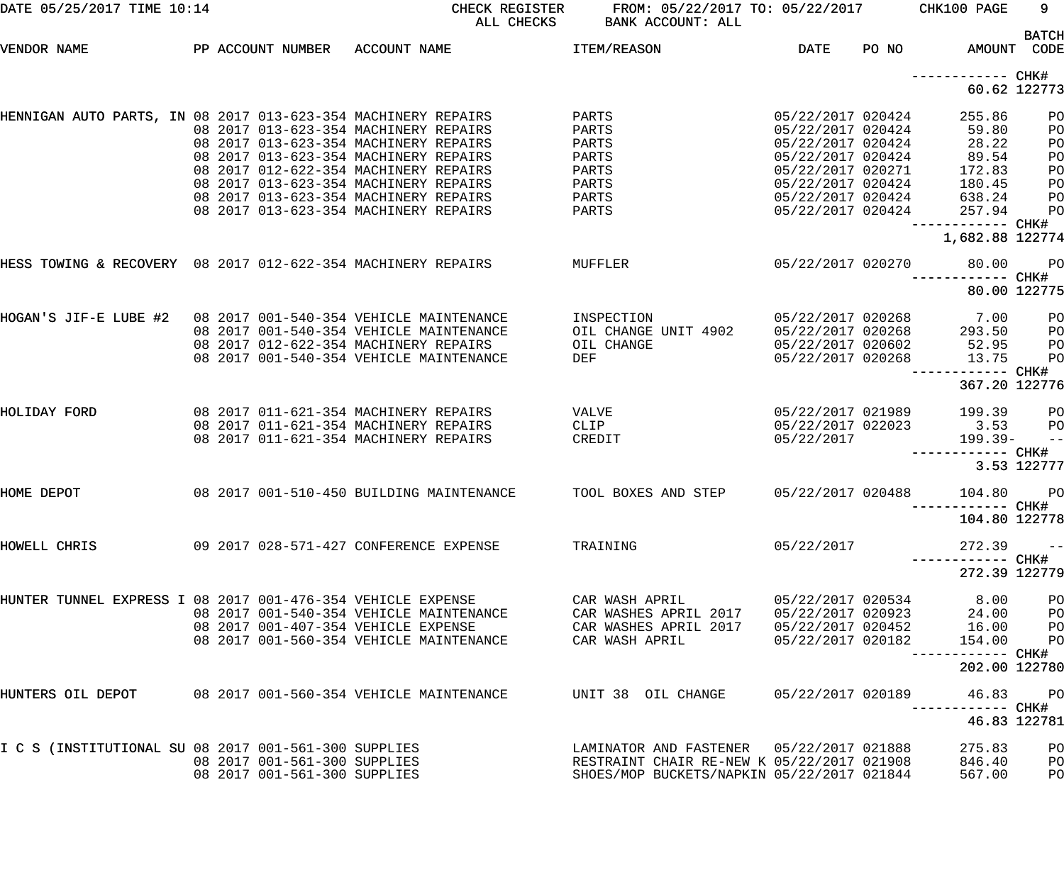DATE 05/25/2017 TIME 10:14 CHECK REGISTER FROM: 05/22/2017 TO: 05/22/2017 CHK100 PAGE 9
ALL CHECKS BANK ACCOUNT: ALL

| VENDOR NAME | PP | ACCOUNT NUMBER | ACCOUNT NAME | ITEM/REASON | DATE | PO NO | AMOUNT | BATCH CODE |
|---|---|---|---|---|---|---|---|---|
| | | | | | | | ------------ | CHK# |
| | | | | | | | 60.62 | 122773 |
| HENNIGAN AUTO PARTS, IN | 08 2017 | 013-623-354 | MACHINERY REPAIRS | PARTS | 05/22/2017 | 020424 | 255.86 | PO |
| | 08 2017 | 013-623-354 | MACHINERY REPAIRS | PARTS | 05/22/2017 | 020424 | 59.80 | PO |
| | 08 2017 | 013-623-354 | MACHINERY REPAIRS | PARTS | 05/22/2017 | 020424 | 28.22 | PO |
| | 08 2017 | 013-623-354 | MACHINERY REPAIRS | PARTS | 05/22/2017 | 020424 | 89.54 | PO |
| | 08 2017 | 012-622-354 | MACHINERY REPAIRS | PARTS | 05/22/2017 | 020271 | 172.83 | PO |
| | 08 2017 | 013-623-354 | MACHINERY REPAIRS | PARTS | 05/22/2017 | 020424 | 180.45 | PO |
| | 08 2017 | 013-623-354 | MACHINERY REPAIRS | PARTS | 05/22/2017 | 020424 | 638.24 | PO |
| | 08 2017 | 013-623-354 | MACHINERY REPAIRS | PARTS | 05/22/2017 | 020424 | 257.94 | PO |
| | | | | | | | ------------ | CHK# |
| | | | | | | | 1,682.88 | 122774 |
| HESS TOWING & RECOVERY | 08 2017 | 012-622-354 | MACHINERY REPAIRS | MUFFLER | 05/22/2017 | 020270 | 80.00 | PO |
| | | | | | | | ------------ | CHK# |
| | | | | | | | 80.00 | 122775 |
| HOGAN'S JIF-E LUBE #2 | 08 2017 | 001-540-354 | VEHICLE MAINTENANCE | INSPECTION | 05/22/2017 | 020268 | 7.00 | PO |
| | 08 2017 | 001-540-354 | VEHICLE MAINTENANCE | OIL CHANGE UNIT 4902 | 05/22/2017 | 020268 | 293.50 | PO |
| | 08 2017 | 012-622-354 | MACHINERY REPAIRS | OIL CHANGE | 05/22/2017 | 020602 | 52.95 | PO |
| | 08 2017 | 001-540-354 | VEHICLE MAINTENANCE | DEF | 05/22/2017 | 020268 | 13.75 | PO |
| | | | | | | | ------------ | CHK# |
| | | | | | | | 367.20 | 122776 |
| HOLIDAY FORD | 08 2017 | 011-621-354 | MACHINERY REPAIRS | VALVE | 05/22/2017 | 021989 | 199.39 | PO |
| | 08 2017 | 011-621-354 | MACHINERY REPAIRS | CLIP | 05/22/2017 | 022023 | 3.53 | PO |
| | 08 2017 | 011-621-354 | MACHINERY REPAIRS | CREDIT | 05/22/2017 | | 199.39- | -- |
| | | | | | | | ------------ | CHK# |
| | | | | | | | 3.53 | 122777 |
| HOME DEPOT | 08 2017 | 001-510-450 | BUILDING MAINTENANCE | TOOL BOXES AND STEP | 05/22/2017 | 020488 | 104.80 | PO |
| | | | | | | | ------------ | CHK# |
| | | | | | | | 104.80 | 122778 |
| HOWELL CHRIS | 09 2017 | 028-571-427 | CONFERENCE EXPENSE | TRAINING | 05/22/2017 | | 272.39 | -- |
| | | | | | | | ------------ | CHK# |
| | | | | | | | 272.39 | 122779 |
| HUNTER TUNNEL EXPRESS I | 08 2017 | 001-476-354 | VEHICLE EXPENSE | CAR WASH APRIL | 05/22/2017 | 020534 | 8.00 | PO |
| | 08 2017 | 001-540-354 | VEHICLE MAINTENANCE | CAR WASHES APRIL 2017 | 05/22/2017 | 020923 | 24.00 | PO |
| | 08 2017 | 001-407-354 | VEHICLE EXPENSE | CAR WASHES APRIL 2017 | 05/22/2017 | 020452 | 16.00 | PO |
| | 08 2017 | 001-560-354 | VEHICLE MAINTENANCE | CAR WASH APRIL | 05/22/2017 | 020182 | 154.00 | PO |
| | | | | | | | ------------ | CHK# |
| | | | | | | | 202.00 | 122780 |
| HUNTERS OIL DEPOT | 08 2017 | 001-560-354 | VEHICLE MAINTENANCE | UNIT 38 OIL CHANGE | 05/22/2017 | 020189 | 46.83 | PO |
| | | | | | | | ------------ | CHK# |
| | | | | | | | 46.83 | 122781 |
| I C S (INSTITUTIONAL SU | 08 2017 | 001-561-300 | SUPPLIES | LAMINATOR AND FASTENER | 05/22/2017 | 021888 | 275.83 | PO |
| | 08 2017 | 001-561-300 | SUPPLIES | RESTRAINT CHAIR RE-NEW K | 05/22/2017 | 021908 | 846.40 | PO |
| | 08 2017 | 001-561-300 | SUPPLIES | SHOES/MOP BUCKETS/NAPKIN | 05/22/2017 | 021844 | 567.00 | PO |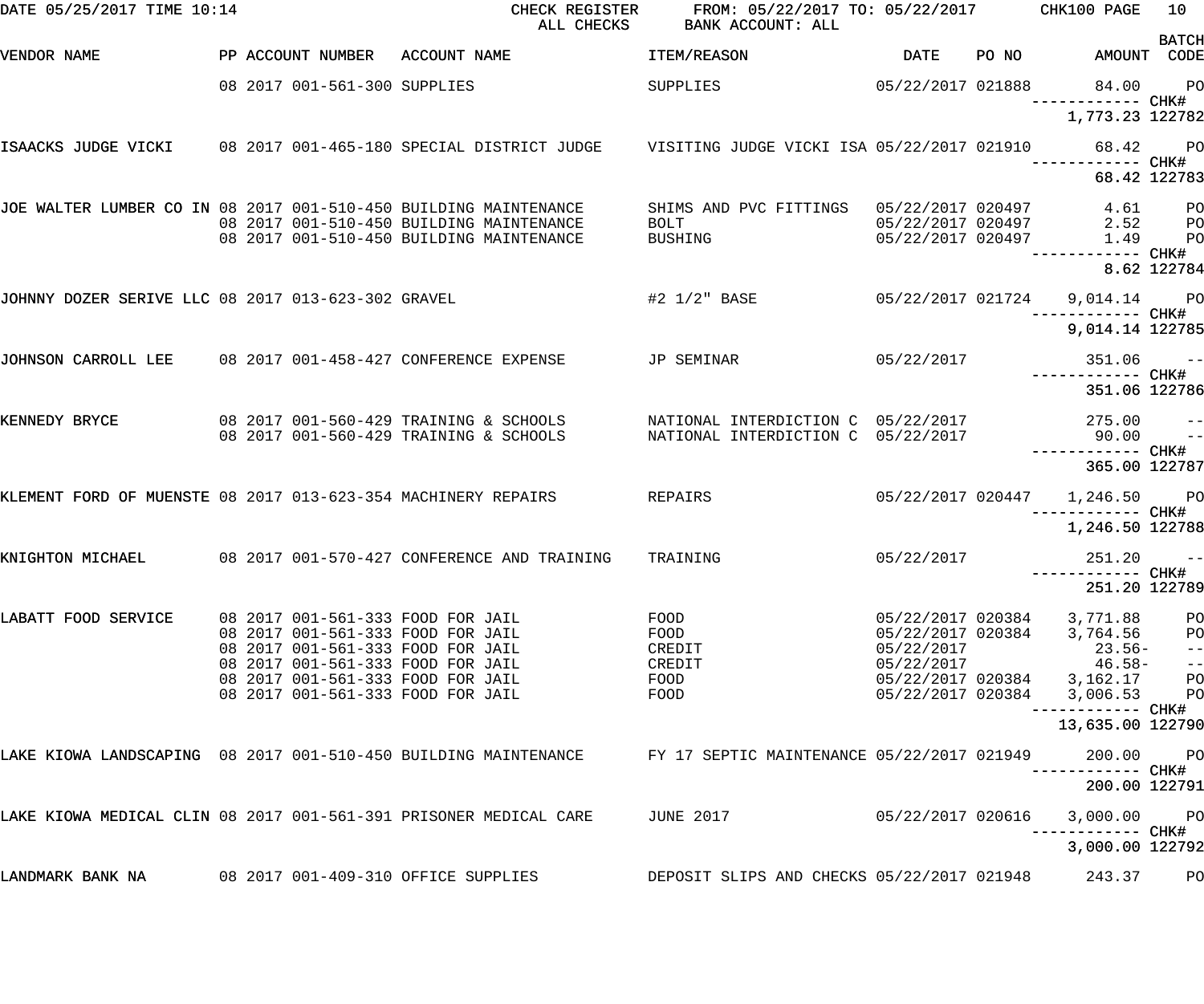DATE 05/25/2017 TIME 10:14 CHECK REGISTER FROM: 05/22/2017 TO: 05/22/2017 CHK100 PAGE 10
ALL CHECKS BANK ACCOUNT: ALL

| VENDOR NAME | PP | ACCOUNT NUMBER | ACCOUNT NAME | ITEM/REASON | DATE | PO NO | AMOUNT | BATCH CODE |
|---|---|---|---|---|---|---|---|---|
| | 08 2017 | 001-561-300 | SUPPLIES | SUPPLIES | 05/22/2017 | 021888 | 84.00 | PO |
| | | | | | | | ------------ CHK# | |
| | | | | | | | 1,773.23 | 122782 |
| ISAACKS JUDGE VICKI | 08 2017 | 001-465-180 | SPECIAL DISTRICT JUDGE | VISITING JUDGE VICKI ISA | 05/22/2017 | 021910 | 68.42 | PO |
| | | | | | | | ------------ CHK# | |
| | | | | | | | 68.42 | 122783 |
| JOE WALTER LUMBER CO IN | 08 2017 | 001-510-450 | BUILDING MAINTENANCE | SHIMS AND PVC FITTINGS | 05/22/2017 | 020497 | 4.61 | PO |
| | 08 2017 | 001-510-450 | BUILDING MAINTENANCE | BOLT | 05/22/2017 | 020497 | 2.52 | PO |
| | 08 2017 | 001-510-450 | BUILDING MAINTENANCE | BUSHING | 05/22/2017 | 020497 | 1.49 | PO |
| | | | | | | | ------------ CHK# | |
| | | | | | | | 8.62 | 122784 |
| JOHNNY DOZER SERIVE LLC | 08 2017 | 013-623-302 | GRAVEL | #2 1/2" BASE | 05/22/2017 | 021724 | 9,014.14 | PO |
| | | | | | | | ------------ CHK# | |
| | | | | | | | 9,014.14 | 122785 |
| JOHNSON CARROLL LEE | 08 2017 | 001-458-427 | CONFERENCE EXPENSE | JP SEMINAR | 05/22/2017 | | 351.06 | -- |
| | | | | | | | ------------ CHK# | |
| | | | | | | | 351.06 | 122786 |
| KENNEDY BRYCE | 08 2017 | 001-560-429 | TRAINING & SCHOOLS | NATIONAL INTERDICTION C | 05/22/2017 | | 275.00 | -- |
| | 08 2017 | 001-560-429 | TRAINING & SCHOOLS | NATIONAL INTERDICTION C | 05/22/2017 | | 90.00 | -- |
| | | | | | | | ------------ CHK# | |
| | | | | | | | 365.00 | 122787 |
| KLEMENT FORD OF MUENSTE | 08 2017 | 013-623-354 | MACHINERY REPAIRS | REPAIRS | 05/22/2017 | 020447 | 1,246.50 | PO |
| | | | | | | | ------------ CHK# | |
| | | | | | | | 1,246.50 | 122788 |
| KNIGHTON MICHAEL | 08 2017 | 001-570-427 | CONFERENCE AND TRAINING | TRAINING | 05/22/2017 | | 251.20 | -- |
| | | | | | | | ------------ CHK# | |
| | | | | | | | 251.20 | 122789 |
| LABATT FOOD SERVICE | 08 2017 | 001-561-333 | FOOD FOR JAIL | FOOD | 05/22/2017 | 020384 | 3,771.88 | PO |
| | 08 2017 | 001-561-333 | FOOD FOR JAIL | FOOD | 05/22/2017 | 020384 | 3,764.56 | PO |
| | 08 2017 | 001-561-333 | FOOD FOR JAIL | CREDIT | 05/22/2017 | | 23.56- | -- |
| | 08 2017 | 001-561-333 | FOOD FOR JAIL | CREDIT | 05/22/2017 | | 46.58- | -- |
| | 08 2017 | 001-561-333 | FOOD FOR JAIL | FOOD | 05/22/2017 | 020384 | 3,162.17 | PO |
| | 08 2017 | 001-561-333 | FOOD FOR JAIL | FOOD | 05/22/2017 | 020384 | 3,006.53 | PO |
| | | | | | | | ------------ CHK# | |
| | | | | | | | 13,635.00 | 122790 |
| LAKE KIOWA LANDSCAPING | 08 2017 | 001-510-450 | BUILDING MAINTENANCE | FY 17 SEPTIC MAINTENANCE | 05/22/2017 | 021949 | 200.00 | PO |
| | | | | | | | ------------ CHK# | |
| | | | | | | | 200.00 | 122791 |
| LAKE KIOWA MEDICAL CLIN | 08 2017 | 001-561-391 | PRISONER MEDICAL CARE | JUNE 2017 | 05/22/2017 | 020616 | 3,000.00 | PO |
| | | | | | | | ------------ CHK# | |
| | | | | | | | 3,000.00 | 122792 |
| LANDMARK BANK NA | 08 2017 | 001-409-310 | OFFICE SUPPLIES | DEPOSIT SLIPS AND CHECKS | 05/22/2017 | 021948 | 243.37 | PO |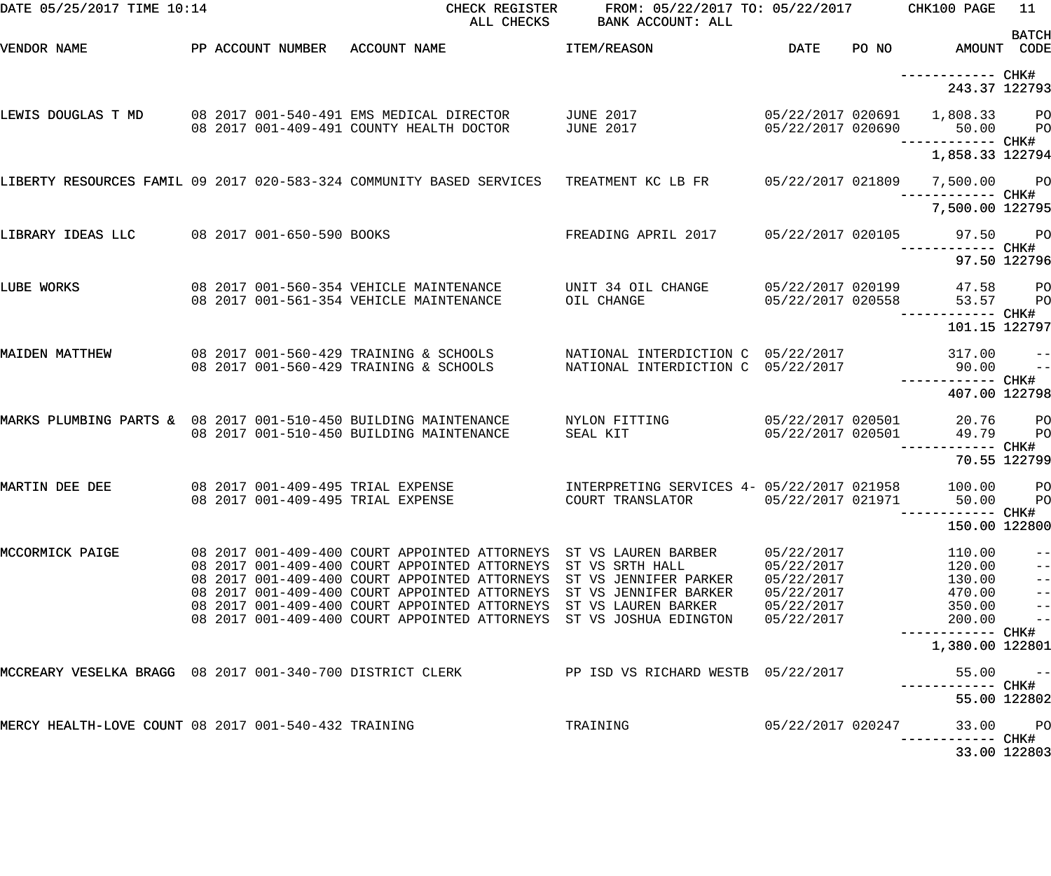CHECK REGISTER — ALL CHECKS — FROM: 05/22/2017 TO: 05/22/2017 — BANK ACCOUNT: ALL

DATE 05/25/2017 TIME 10:14 — CHK100 PAGE 11

| VENDOR NAME | PP | ACCOUNT NUMBER | ACCOUNT NAME | ITEM/REASON | DATE | PO NO | AMOUNT | BATCH CODE |
|---|---|---|---|---|---|---|---|---|
| | | | | | | | ------------ CHK# | |
| | | | | | | | 243.37 | 122793 |
| LEWIS DOUGLAS T MD | 08 2017 | 001-540-491 | EMS MEDICAL DIRECTOR | JUNE 2017 | 05/22/2017 | 020691 | 1,808.33 | PO |
| | 08 2017 | 001-409-491 | COUNTY HEALTH DOCTOR | JUNE 2017 | 05/22/2017 | 020690 | 50.00 | PO |
| | | | | | | | ------------ CHK# | |
| | | | | | | | 1,858.33 | 122794 |
| LIBERTY RESOURCES FAMIL | 09 2017 | 020-583-324 | COMMUNITY BASED SERVICES | TREATMENT KC LB FR | 05/22/2017 | 021809 | 7,500.00 | PO |
| | | | | | | | ------------ CHK# | |
| | | | | | | | 7,500.00 | 122795 |
| LIBRARY IDEAS LLC | 08 2017 | 001-650-590 | BOOKS | FREADING APRIL 2017 | 05/22/2017 | 020105 | 97.50 | PO |
| | | | | | | | ------------ CHK# | |
| | | | | | | | 97.50 | 122796 |
| LUBE WORKS | 08 2017 | 001-560-354 | VEHICLE MAINTENANCE | UNIT 34 OIL CHANGE | 05/22/2017 | 020199 | 47.58 | PO |
| | 08 2017 | 001-561-354 | VEHICLE MAINTENANCE | OIL CHANGE | 05/22/2017 | 020558 | 53.57 | PO |
| | | | | | | | ------------ CHK# | |
| | | | | | | | 101.15 | 122797 |
| MAIDEN MATTHEW | 08 2017 | 001-560-429 | TRAINING & SCHOOLS | NATIONAL INTERDICTION C | 05/22/2017 | | 317.00 | -- |
| | 08 2017 | 001-560-429 | TRAINING & SCHOOLS | NATIONAL INTERDICTION C | 05/22/2017 | | 90.00 | -- |
| | | | | | | | ------------ CHK# | |
| | | | | | | | 407.00 | 122798 |
| MARKS PLUMBING PARTS & | 08 2017 | 001-510-450 | BUILDING MAINTENANCE | NYLON FITTING | 05/22/2017 | 020501 | 20.76 | PO |
| | 08 2017 | 001-510-450 | BUILDING MAINTENANCE | SEAL KIT | 05/22/2017 | 020501 | 49.79 | PO |
| | | | | | | | ------------ CHK# | |
| | | | | | | | 70.55 | 122799 |
| MARTIN DEE DEE | 08 2017 | 001-409-495 | TRIAL EXPENSE | INTERPRETING SERVICES 4- | 05/22/2017 | 021958 | 100.00 | PO |
| | 08 2017 | 001-409-495 | TRIAL EXPENSE | COURT TRANSLATOR | 05/22/2017 | 021971 | 50.00 | PO |
| | | | | | | | ------------ CHK# | |
| | | | | | | | 150.00 | 122800 |
| MCCORMICK PAIGE | 08 2017 | 001-409-400 | COURT APPOINTED ATTORNEYS | ST VS LAUREN BARBER | 05/22/2017 | | 110.00 | -- |
| | 08 2017 | 001-409-400 | COURT APPOINTED ATTORNEYS | ST VS SRTH HALL | 05/22/2017 | | 120.00 | -- |
| | 08 2017 | 001-409-400 | COURT APPOINTED ATTORNEYS | ST VS JENNIFER PARKER | 05/22/2017 | | 130.00 | -- |
| | 08 2017 | 001-409-400 | COURT APPOINTED ATTORNEYS | ST VS JENNIFER BARKER | 05/22/2017 | | 470.00 | -- |
| | 08 2017 | 001-409-400 | COURT APPOINTED ATTORNEYS | ST VS LAUREN BARKER | 05/22/2017 | | 350.00 | -- |
| | 08 2017 | 001-409-400 | COURT APPOINTED ATTORNEYS | ST VS JOSHUA EDINGTON | 05/22/2017 | | 200.00 | -- |
| | | | | | | | ------------ CHK# | |
| | | | | | | | 1,380.00 | 122801 |
| MCCREARY VESELKA BRAGG | 08 2017 | 001-340-700 | DISTRICT CLERK | PP ISD VS RICHARD WESTB | 05/22/2017 | | 55.00 | -- |
| | | | | | | | ------------ CHK# | |
| | | | | | | | 55.00 | 122802 |
| MERCY HEALTH-LOVE COUNT | 08 2017 | 001-540-432 | TRAINING | TRAINING | 05/22/2017 | 020247 | 33.00 | PO |
| | | | | | | | ------------ CHK# | |
| | | | | | | | 33.00 | 122803 |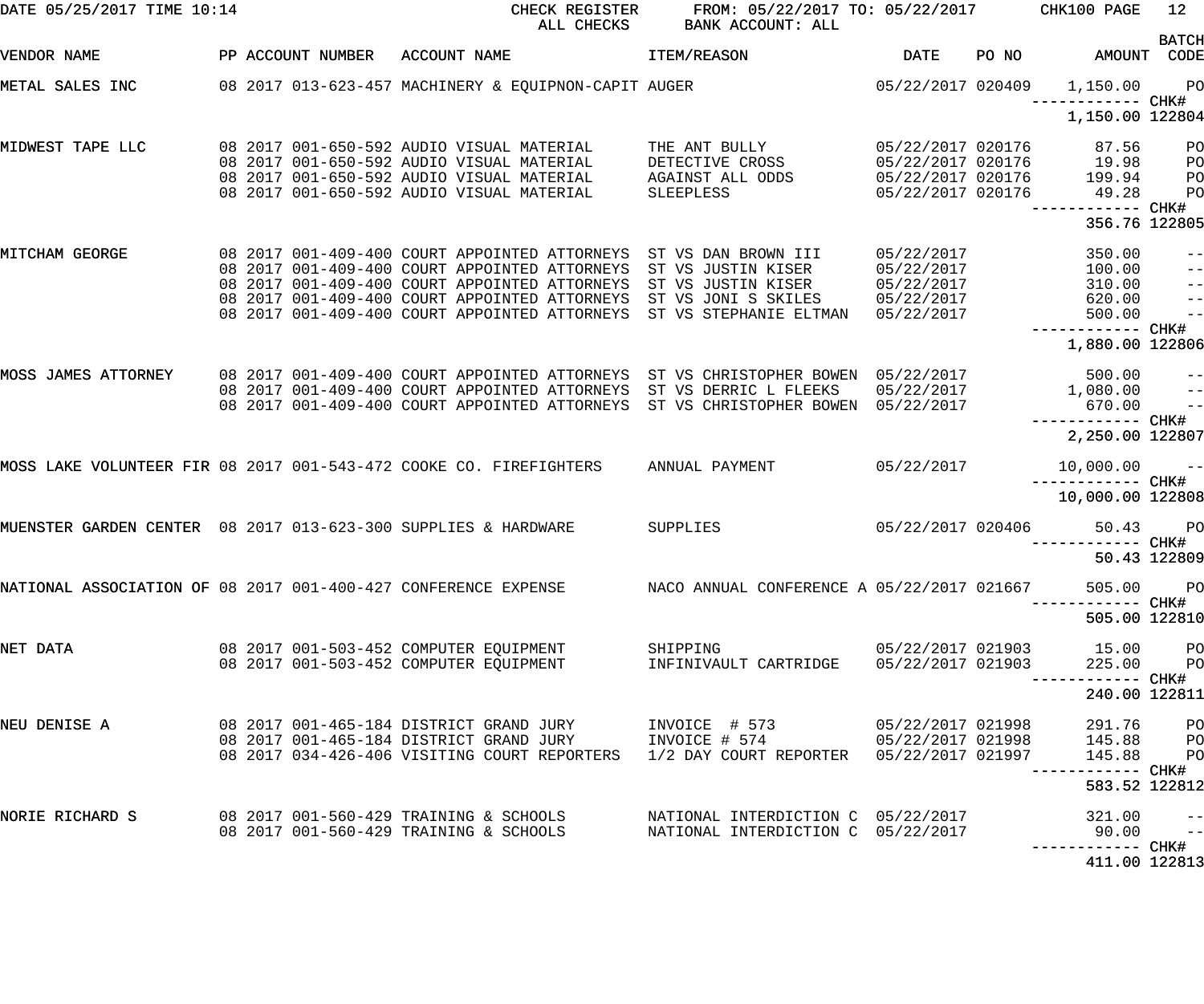DATE 05/25/2017 TIME 10:14 CHECK REGISTER FROM: 05/22/2017 TO: 05/22/2017 CHK100 PAGE 12

ALL CHECKS BANK ACCOUNT: ALL

| VENDOR NAME | PP ACCOUNT NUMBER | ACCOUNT NAME | ITEM/REASON | DATE | PO NO | AMOUNT | BATCH CODE |
|---|---|---|---|---|---|---|---|
| METAL SALES INC | 08 2017 013-623-457 | MACHINERY & EQUIPNON-CAPIT | AUGER | 05/22/2017 | 020409 | 1,150.00 | PO |
| | | | | | | ------------ | CHK# |
| | | | | | | 1,150.00 | 122804 |
| MIDWEST TAPE LLC | 08 2017 001-650-592 | AUDIO VISUAL MATERIAL | THE ANT BULLY | 05/22/2017 | 020176 | 87.56 | PO |
| | 08 2017 001-650-592 | AUDIO VISUAL MATERIAL | DETECTIVE CROSS | 05/22/2017 | 020176 | 19.98 | PO |
| | 08 2017 001-650-592 | AUDIO VISUAL MATERIAL | AGAINST ALL ODDS | 05/22/2017 | 020176 | 199.94 | PO |
| | 08 2017 001-650-592 | AUDIO VISUAL MATERIAL | SLEEPLESS | 05/22/2017 | 020176 | 49.28 | PO |
| | | | | | | ------------ | CHK# |
| | | | | | | 356.76 | 122805 |
| MITCHAM GEORGE | 08 2017 001-409-400 | COURT APPOINTED ATTORNEYS | ST VS DAN BROWN III | 05/22/2017 | | 350.00 | -- |
| | 08 2017 001-409-400 | COURT APPOINTED ATTORNEYS | ST VS JUSTIN KISER | 05/22/2017 | | 100.00 | -- |
| | 08 2017 001-409-400 | COURT APPOINTED ATTORNEYS | ST VS JUSTIN KISER | 05/22/2017 | | 310.00 | -- |
| | 08 2017 001-409-400 | COURT APPOINTED ATTORNEYS | ST VS JONI S SKILES | 05/22/2017 | | 620.00 | -- |
| | 08 2017 001-409-400 | COURT APPOINTED ATTORNEYS | ST VS STEPHANIE ELTMAN | 05/22/2017 | | 500.00 | -- |
| | | | | | | ------------ | CHK# |
| | | | | | | 1,880.00 | 122806 |
| MOSS JAMES ATTORNEY | 08 2017 001-409-400 | COURT APPOINTED ATTORNEYS | ST VS CHRISTOPHER BOWEN | 05/22/2017 | | 500.00 | -- |
| | 08 2017 001-409-400 | COURT APPOINTED ATTORNEYS | ST VS DERRIC L FLEEKS | 05/22/2017 | | 1,080.00 | -- |
| | 08 2017 001-409-400 | COURT APPOINTED ATTORNEYS | ST VS CHRISTOPHER BOWEN | 05/22/2017 | | 670.00 | -- |
| | | | | | | ------------ | CHK# |
| | | | | | | 2,250.00 | 122807 |
| MOSS LAKE VOLUNTEER FIR | 08 2017 001-543-472 | COOKE CO. FIREFIGHTERS | ANNUAL PAYMENT | 05/22/2017 | | 10,000.00 | -- |
| | | | | | | ------------ | CHK# |
| | | | | | | 10,000.00 | 122808 |
| MUENSTER GARDEN CENTER | 08 2017 013-623-300 | SUPPLIES & HARDWARE | SUPPLIES | 05/22/2017 | 020406 | 50.43 | PO |
| | | | | | | ------------ | CHK# |
| | | | | | | 50.43 | 122809 |
| NATIONAL ASSOCIATION OF | 08 2017 001-400-427 | CONFERENCE EXPENSE | NACO ANNUAL CONFERENCE A | 05/22/2017 | 021667 | 505.00 | PO |
| | | | | | | ------------ | CHK# |
| | | | | | | 505.00 | 122810 |
| NET DATA | 08 2017 001-503-452 | COMPUTER EQUIPMENT | SHIPPING | 05/22/2017 | 021903 | 15.00 | PO |
| | 08 2017 001-503-452 | COMPUTER EQUIPMENT | INFINIVAULT CARTRIDGE | 05/22/2017 | 021903 | 225.00 | PO |
| | | | | | | ------------ | CHK# |
| | | | | | | 240.00 | 122811 |
| NEU DENISE A | 08 2017 001-465-184 | DISTRICT GRAND JURY | INVOICE # 573 | 05/22/2017 | 021998 | 291.76 | PO |
| | 08 2017 001-465-184 | DISTRICT GRAND JURY | INVOICE # 574 | 05/22/2017 | 021998 | 145.88 | PO |
| | 08 2017 034-426-406 | VISITING COURT REPORTERS | 1/2 DAY COURT REPORTER | 05/22/2017 | 021997 | 145.88 | PO |
| | | | | | | ------------ | CHK# |
| | | | | | | 583.52 | 122812 |
| NORIE RICHARD S | 08 2017 001-560-429 | TRAINING & SCHOOLS | NATIONAL INTERDICTION C | 05/22/2017 | | 321.00 | -- |
| | 08 2017 001-560-429 | TRAINING & SCHOOLS | NATIONAL INTERDICTION C | 05/22/2017 | | 90.00 | -- |
| | | | | | | ------------ | CHK# |
| | | | | | | 411.00 | 122813 |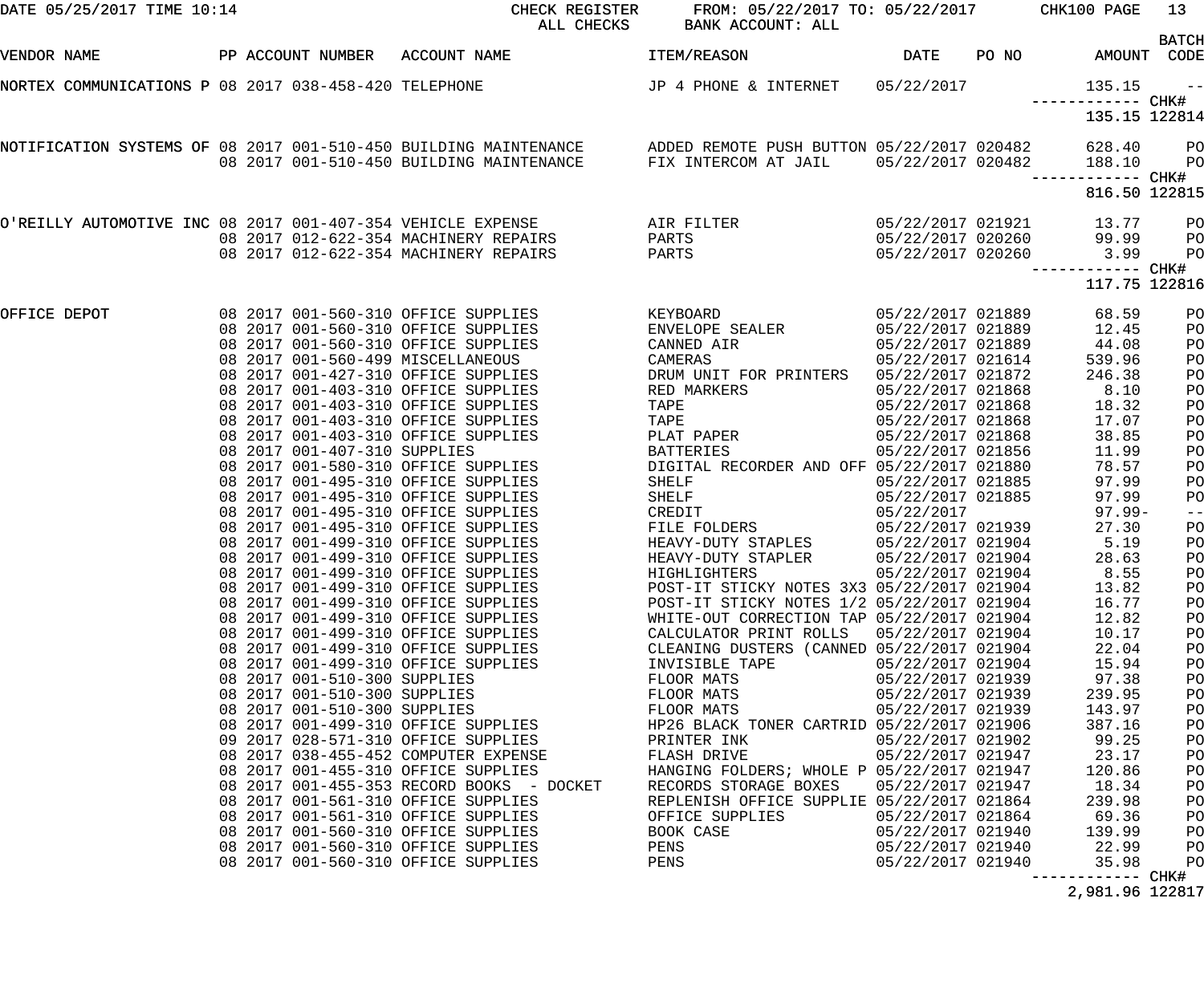DATE 05/25/2017 TIME 10:14 CHECK REGISTER FROM: 05/22/2017 TO: 05/22/2017 CHK100 PAGE 13
ALL CHECKS BANK ACCOUNT: ALL

| VENDOR NAME | PP ACCOUNT NUMBER | ACCOUNT NAME | ITEM/REASON | DATE | PO NO | AMOUNT | BATCH CODE |
|---|---|---|---|---|---|---|---|
| NORTEX COMMUNICATIONS P | 08 2017 038-458-420 | TELEPHONE | JP 4 PHONE & INTERNET | 05/22/2017 | | 135.15 | -- |
| | | | | | | ------------ | CHK# |
| | | | | | | 135.15 | 122814 |
| NOTIFICATION SYSTEMS OF | 08 2017 001-510-450 | BUILDING MAINTENANCE | ADDED REMOTE PUSH BUTTON | 05/22/2017 | 020482 | 628.40 | PO |
| | 08 2017 001-510-450 | BUILDING MAINTENANCE | FIX INTERCOM AT JAIL | 05/22/2017 | 020482 | 188.10 | PO |
| | | | | | | ------------ | CHK# |
| | | | | | | 816.50 | 122815 |
| O'REILLY AUTOMOTIVE INC | 08 2017 001-407-354 | VEHICLE EXPENSE | AIR FILTER | 05/22/2017 | 021921 | 13.77 | PO |
| | 08 2017 012-622-354 | MACHINERY REPAIRS | PARTS | 05/22/2017 | 020260 | 99.99 | PO |
| | 08 2017 012-622-354 | MACHINERY REPAIRS | PARTS | 05/22/2017 | 020260 | 3.99 | PO |
| | | | | | | ------------ | CHK# |
| | | | | | | 117.75 | 122816 |
| OFFICE DEPOT | 08 2017 001-560-310 | OFFICE SUPPLIES | KEYBOARD | 05/22/2017 | 021889 | 68.59 | PO |
| | 08 2017 001-560-310 | OFFICE SUPPLIES | ENVELOPE SEALER | 05/22/2017 | 021889 | 12.45 | PO |
| | 08 2017 001-560-310 | OFFICE SUPPLIES | CANNED AIR | 05/22/2017 | 021889 | 44.08 | PO |
| | 08 2017 001-560-499 | MISCELLANEOUS | CAMERAS | 05/22/2017 | 021614 | 539.96 | PO |
| | 08 2017 001-427-310 | OFFICE SUPPLIES | DRUM UNIT FOR PRINTERS | 05/22/2017 | 021872 | 246.38 | PO |
| | 08 2017 001-403-310 | OFFICE SUPPLIES | RED MARKERS | 05/22/2017 | 021868 | 8.10 | PO |
| | 08 2017 001-403-310 | OFFICE SUPPLIES | TAPE | 05/22/2017 | 021868 | 18.32 | PO |
| | 08 2017 001-403-310 | OFFICE SUPPLIES | TAPE | 05/22/2017 | 021868 | 17.07 | PO |
| | 08 2017 001-403-310 | OFFICE SUPPLIES | PLAT PAPER | 05/22/2017 | 021868 | 38.85 | PO |
| | 08 2017 001-407-310 | SUPPLIES | BATTERIES | 05/22/2017 | 021856 | 11.99 | PO |
| | 08 2017 001-580-310 | OFFICE SUPPLIES | DIGITAL RECORDER AND OFF | 05/22/2017 | 021880 | 78.57 | PO |
| | 08 2017 001-495-310 | OFFICE SUPPLIES | SHELF | 05/22/2017 | 021885 | 97.99 | PO |
| | 08 2017 001-495-310 | OFFICE SUPPLIES | SHELF | 05/22/2017 | 021885 | 97.99 | PO |
| | 08 2017 001-495-310 | OFFICE SUPPLIES | CREDIT | 05/22/2017 | | 97.99- | -- |
| | 08 2017 001-495-310 | OFFICE SUPPLIES | FILE FOLDERS | 05/22/2017 | 021939 | 27.30 | PO |
| | 08 2017 001-499-310 | OFFICE SUPPLIES | HEAVY-DUTY STAPLES | 05/22/2017 | 021904 | 5.19 | PO |
| | 08 2017 001-499-310 | OFFICE SUPPLIES | HEAVY-DUTY STAPLER | 05/22/2017 | 021904 | 28.63 | PO |
| | 08 2017 001-499-310 | OFFICE SUPPLIES | HIGHLIGHTERS | 05/22/2017 | 021904 | 8.55 | PO |
| | 08 2017 001-499-310 | OFFICE SUPPLIES | POST-IT STICKY NOTES 3X3 | 05/22/2017 | 021904 | 13.82 | PO |
| | 08 2017 001-499-310 | OFFICE SUPPLIES | POST-IT STICKY NOTES 1/2 | 05/22/2017 | 021904 | 16.77 | PO |
| | 08 2017 001-499-310 | OFFICE SUPPLIES | WHITE-OUT CORRECTION TAP | 05/22/2017 | 021904 | 12.82 | PO |
| | 08 2017 001-499-310 | OFFICE SUPPLIES | CALCULATOR PRINT ROLLS | 05/22/2017 | 021904 | 10.17 | PO |
| | 08 2017 001-499-310 | OFFICE SUPPLIES | CLEANING DUSTERS (CANNED | 05/22/2017 | 021904 | 22.04 | PO |
| | 08 2017 001-499-310 | OFFICE SUPPLIES | INVISIBLE TAPE | 05/22/2017 | 021904 | 15.94 | PO |
| | 08 2017 001-510-300 | SUPPLIES | FLOOR MATS | 05/22/2017 | 021939 | 97.38 | PO |
| | 08 2017 001-510-300 | SUPPLIES | FLOOR MATS | 05/22/2017 | 021939 | 239.95 | PO |
| | 08 2017 001-510-300 | SUPPLIES | FLOOR MATS | 05/22/2017 | 021939 | 143.97 | PO |
| | 08 2017 001-499-310 | OFFICE SUPPLIES | HP26 BLACK TONER CARTRID | 05/22/2017 | 021906 | 387.16 | PO |
| | 09 2017 028-571-310 | OFFICE SUPPLIES | PRINTER INK | 05/22/2017 | 021902 | 99.25 | PO |
| | 08 2017 038-455-452 | COMPUTER EXPENSE | FLASH DRIVE | 05/22/2017 | 021947 | 23.17 | PO |
| | 08 2017 001-455-310 | OFFICE SUPPLIES | HANGING FOLDERS; WHOLE P | 05/22/2017 | 021947 | 120.86 | PO |
| | 08 2017 001-455-353 | RECORD BOOKS - DOCKET | RECORDS STORAGE BOXES | 05/22/2017 | 021947 | 18.34 | PO |
| | 08 2017 001-561-310 | OFFICE SUPPLIES | REPLENISH OFFICE SUPPLIE | 05/22/2017 | 021864 | 239.98 | PO |
| | 08 2017 001-561-310 | OFFICE SUPPLIES | OFFICE SUPPLIES | 05/22/2017 | 021864 | 69.36 | PO |
| | 08 2017 001-560-310 | OFFICE SUPPLIES | BOOK CASE | 05/22/2017 | 021940 | 139.99 | PO |
| | 08 2017 001-560-310 | OFFICE SUPPLIES | PENS | 05/22/2017 | 021940 | 22.99 | PO |
| | 08 2017 001-560-310 | OFFICE SUPPLIES | PENS | 05/22/2017 | 021940 | 35.98 | PO |
| | | | | | | ------------ | CHK# |
| | | | | | | 2,981.96 | 122817 |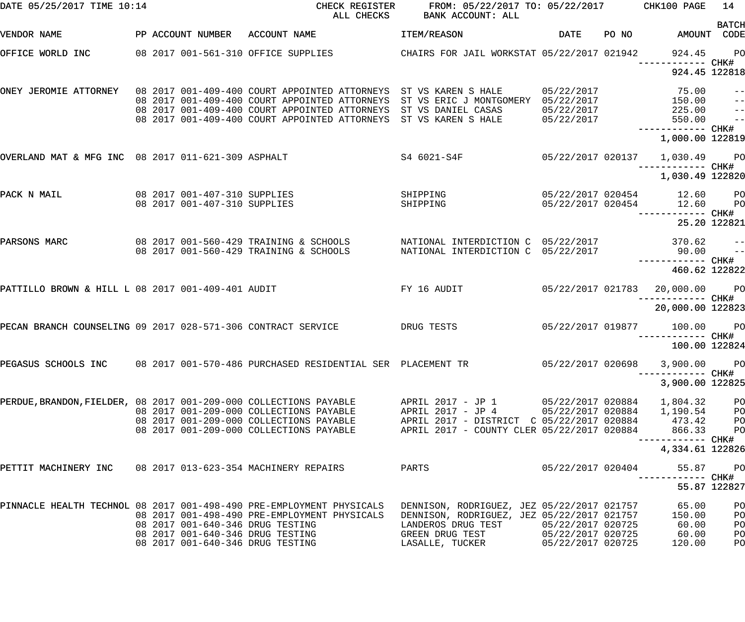DATE 05/25/2017 TIME 10:14 CHECK REGISTER FROM: 05/22/2017 TO: 05/22/2017 CHK100 PAGE 14
ALL CHECKS BANK ACCOUNT: ALL

| VENDOR NAME | PP | ACCOUNT NUMBER | ACCOUNT NAME | ITEM/REASON | DATE | PO NO | AMOUNT | BATCH CODE |
|---|---|---|---|---|---|---|---|---|
| OFFICE WORLD INC | 08 2017 | 001-561-310 | OFFICE SUPPLIES | CHAIRS FOR JAIL WORKSTAT | 05/22/2017 | 021942 | 924.45 | PO |
| | | | | | | | ------------ | CHK# |
| | | | | | | | 924.45 | 122818 |
| ONEY JEROMIE ATTORNEY | 08 2017 | 001-409-400 | COURT APPOINTED ATTORNEYS | ST VS KAREN S HALE | 05/22/2017 | | 75.00 | -- |
| | 08 2017 | 001-409-400 | COURT APPOINTED ATTORNEYS | ST VS ERIC J MONTGOMERY | 05/22/2017 | | 150.00 | -- |
| | 08 2017 | 001-409-400 | COURT APPOINTED ATTORNEYS | ST VS DANIEL CASAS | 05/22/2017 | | 225.00 | -- |
| | 08 2017 | 001-409-400 | COURT APPOINTED ATTORNEYS | ST VS KAREN S HALE | 05/22/2017 | | 550.00 | -- |
| | | | | | | | ------------ | CHK# |
| | | | | | | | 1,000.00 | 122819 |
| OVERLAND MAT & MFG INC | 08 2017 | 011-621-309 | ASPHALT | S4 6021-S4F | 05/22/2017 | 020137 | 1,030.49 | PO |
| | | | | | | | ------------ | CHK# |
| | | | | | | | 1,030.49 | 122820 |
| PACK N MAIL | 08 2017 | 001-407-310 | SUPPLIES | SHIPPING | 05/22/2017 | 020454 | 12.60 | PO |
| | 08 2017 | 001-407-310 | SUPPLIES | SHIPPING | 05/22/2017 | 020454 | 12.60 | PO |
| | | | | | | | ------------ | CHK# |
| | | | | | | | 25.20 | 122821 |
| PARSONS MARC | 08 2017 | 001-560-429 | TRAINING & SCHOOLS | NATIONAL INTERDICTION C | 05/22/2017 | | 370.62 | -- |
| | 08 2017 | 001-560-429 | TRAINING & SCHOOLS | NATIONAL INTERDICTION C | 05/22/2017 | | 90.00 | -- |
| | | | | | | | ------------ | CHK# |
| | | | | | | | 460.62 | 122822 |
| PATTILLO BROWN & HILL L | 08 2017 | 001-409-401 | AUDIT | FY 16 AUDIT | 05/22/2017 | 021783 | 20,000.00 | PO |
| | | | | | | | ------------ | CHK# |
| | | | | | | | 20,000.00 | 122823 |
| PECAN BRANCH COUNSELING | 09 2017 | 028-571-306 | CONTRACT SERVICE | DRUG TESTS | 05/22/2017 | 019877 | 100.00 | PO |
| | | | | | | | ------------ | CHK# |
| | | | | | | | 100.00 | 122824 |
| PEGASUS SCHOOLS INC | 08 2017 | 001-570-486 | PURCHASED RESIDENTIAL SER | PLACEMENT TR | 05/22/2017 | 020698 | 3,900.00 | PO |
| | | | | | | | ------------ | CHK# |
| | | | | | | | 3,900.00 | 122825 |
| PERDUE,BRANDON,FIELDER, | 08 2017 | 001-209-000 | COLLECTIONS PAYABLE | APRIL 2017 - JP 1 | 05/22/2017 | 020884 | 1,804.32 | PO |
| | 08 2017 | 001-209-000 | COLLECTIONS PAYABLE | APRIL 2017 - JP 4 | 05/22/2017 | 020884 | 1,190.54 | PO |
| | 08 2017 | 001-209-000 | COLLECTIONS PAYABLE | APRIL 2017 - DISTRICT C | 05/22/2017 | 020884 | 473.42 | PO |
| | 08 2017 | 001-209-000 | COLLECTIONS PAYABLE | APRIL 2017 - COUNTY CLER | 05/22/2017 | 020884 | 866.33 | PO |
| | | | | | | | ------------ | CHK# |
| | | | | | | | 4,334.61 | 122826 |
| PETTIT MACHINERY INC | 08 2017 | 013-623-354 | MACHINERY REPAIRS | PARTS | 05/22/2017 | 020404 | 55.87 | PO |
| | | | | | | | ------------ | CHK# |
| | | | | | | | 55.87 | 122827 |
| PINNACLE HEALTH TECHNOL | 08 2017 | 001-498-490 | PRE-EMPLOYMENT PHYSICALS | DENNISON, RODRIGUEZ, JEZ | 05/22/2017 | 021757 | 65.00 | PO |
| | 08 2017 | 001-498-490 | PRE-EMPLOYMENT PHYSICALS | DENNISON, RODRIGUEZ, JEZ | 05/22/2017 | 021757 | 150.00 | PO |
| | 08 2017 | 001-640-346 | DRUG TESTING | LANDEROS DRUG TEST | 05/22/2017 | 020725 | 60.00 | PO |
| | 08 2017 | 001-640-346 | DRUG TESTING | GREEN DRUG TEST | 05/22/2017 | 020725 | 60.00 | PO |
| | 08 2017 | 001-640-346 | DRUG TESTING | LASALLE, TUCKER | 05/22/2017 | 020725 | 120.00 | PO |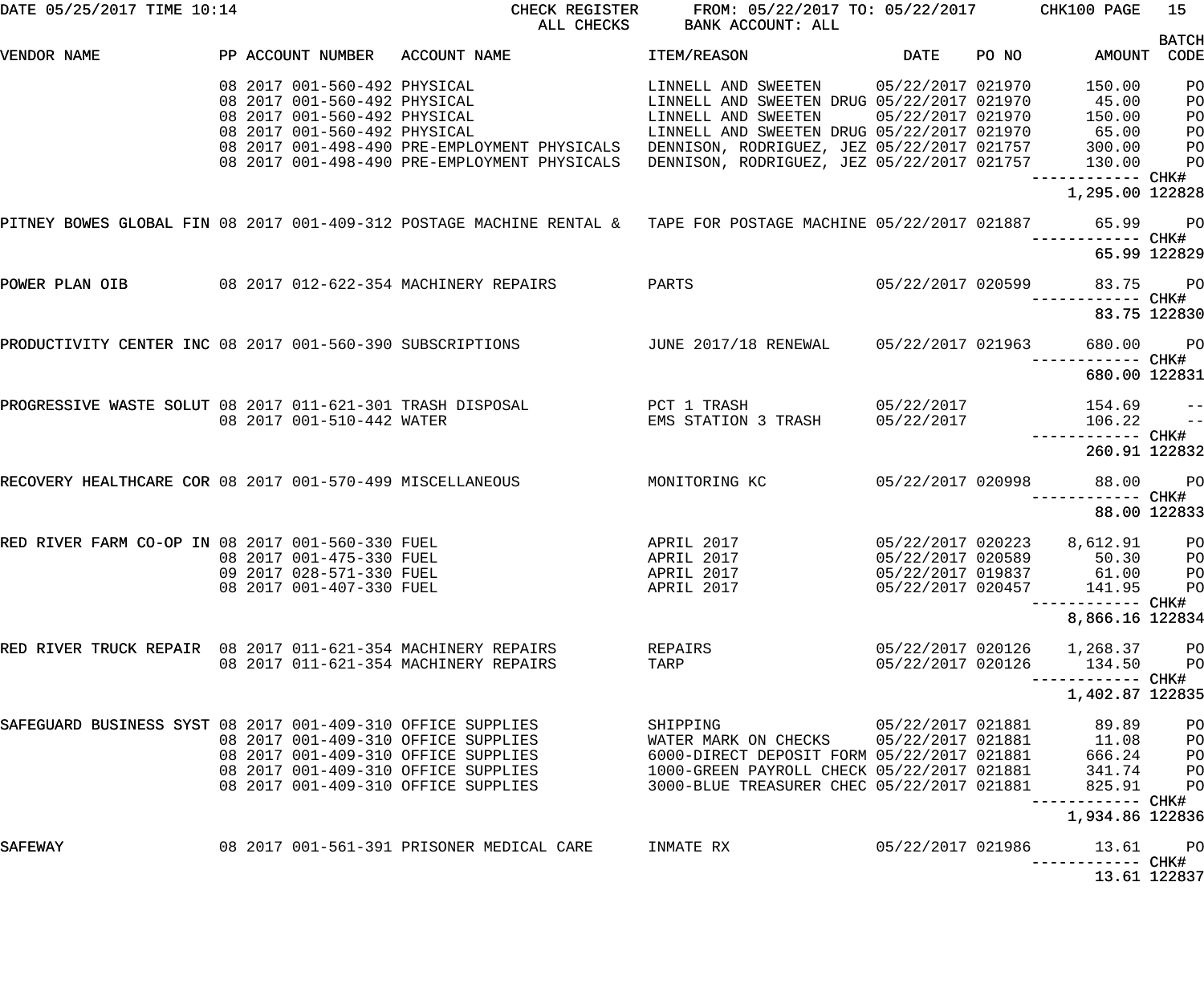DATE 05/25/2017 TIME 10:14 CHECK REGISTER FROM: 05/22/2017 TO: 05/22/2017 CHK100 PAGE 15
ALL CHECKS BANK ACCOUNT: ALL

| VENDOR NAME | PP | ACCOUNT NUMBER | ACCOUNT NAME | ITEM/REASON | DATE | PO NO | AMOUNT | BATCH CODE |
|---|---|---|---|---|---|---|---|---|
| | 08 2017 | 001-560-492 | PHYSICAL | LINNELL AND SWEETEN | 05/22/2017 | 021970 | 150.00 | PO |
| | 08 2017 | 001-560-492 | PHYSICAL | LINNELL AND SWEETEN DRUG | 05/22/2017 | 021970 | 45.00 | PO |
| | 08 2017 | 001-560-492 | PHYSICAL | LINNELL AND SWEETEN | 05/22/2017 | 021970 | 150.00 | PO |
| | 08 2017 | 001-560-492 | PHYSICAL | LINNELL AND SWEETEN DRUG | 05/22/2017 | 021970 | 65.00 | PO |
| | 08 2017 | 001-498-490 | PRE-EMPLOYMENT PHYSICALS | DENNISON, RODRIGUEZ, JEZ | 05/22/2017 | 021757 | 300.00 | PO |
| | 08 2017 | 001-498-490 | PRE-EMPLOYMENT PHYSICALS | DENNISON, RODRIGUEZ, JEZ | 05/22/2017 | 021757 | 130.00 | PO |
| | | | | | | | 1,295.00 | CHK# 122828 |
| PITNEY BOWES GLOBAL FIN | 08 2017 | 001-409-312 | POSTAGE MACHINE RENTAL & | TAPE FOR POSTAGE MACHINE | 05/22/2017 | 021887 | 65.99 | PO |
| | | | | | | | 65.99 | CHK# 122829 |
| POWER PLAN OIB | 08 2017 | 012-622-354 | MACHINERY REPAIRS | PARTS | 05/22/2017 | 020599 | 83.75 | PO |
| | | | | | | | 83.75 | CHK# 122830 |
| PRODUCTIVITY CENTER INC | 08 2017 | 001-560-390 | SUBSCRIPTIONS | JUNE 2017/18 RENEWAL | 05/22/2017 | 021963 | 680.00 | PO |
| | | | | | | | 680.00 | CHK# 122831 |
| PROGRESSIVE WASTE SOLUT | 08 2017 | 011-621-301 | TRASH DISPOSAL | PCT 1 TRASH | 05/22/2017 | | 154.69 | -- |
| | 08 2017 | 001-510-442 | WATER | EMS STATION 3 TRASH | 05/22/2017 | | 106.22 | -- |
| | | | | | | | 260.91 | CHK# 122832 |
| RECOVERY HEALTHCARE COR | 08 2017 | 001-570-499 | MISCELLANEOUS | MONITORING KC | 05/22/2017 | 020998 | 88.00 | PO |
| | | | | | | | 88.00 | CHK# 122833 |
| RED RIVER FARM CO-OP IN | 08 2017 | 001-560-330 | FUEL | APRIL 2017 | 05/22/2017 | 020223 | 8,612.91 | PO |
| | 08 2017 | 001-475-330 | FUEL | APRIL 2017 | 05/22/2017 | 020589 | 50.30 | PO |
| | 09 2017 | 028-571-330 | FUEL | APRIL 2017 | 05/22/2017 | 019837 | 61.00 | PO |
| | 08 2017 | 001-407-330 | FUEL | APRIL 2017 | 05/22/2017 | 020457 | 141.95 | PO |
| | | | | | | | 8,866.16 | CHK# 122834 |
| RED RIVER TRUCK REPAIR | 08 2017 | 011-621-354 | MACHINERY REPAIRS | REPAIRS | 05/22/2017 | 020126 | 1,268.37 | PO |
| | 08 2017 | 011-621-354 | MACHINERY REPAIRS | TARP | 05/22/2017 | 020126 | 134.50 | PO |
| | | | | | | | 1,402.87 | CHK# 122835 |
| SAFEGUARD BUSINESS SYST | 08 2017 | 001-409-310 | OFFICE SUPPLIES | SHIPPING | 05/22/2017 | 021881 | 89.89 | PO |
| | 08 2017 | 001-409-310 | OFFICE SUPPLIES | WATER MARK ON CHECKS | 05/22/2017 | 021881 | 11.08 | PO |
| | 08 2017 | 001-409-310 | OFFICE SUPPLIES | 6000-DIRECT DEPOSIT FORM | 05/22/2017 | 021881 | 666.24 | PO |
| | 08 2017 | 001-409-310 | OFFICE SUPPLIES | 1000-GREEN PAYROLL CHECK | 05/22/2017 | 021881 | 341.74 | PO |
| | 08 2017 | 001-409-310 | OFFICE SUPPLIES | 3000-BLUE TREASURER CHEC | 05/22/2017 | 021881 | 825.91 | PO |
| | | | | | | | 1,934.86 | CHK# 122836 |
| SAFEWAY | 08 2017 | 001-561-391 | PRISONER MEDICAL CARE | INMATE RX | 05/22/2017 | 021986 | 13.61 | PO |
| | | | | | | | 13.61 | CHK# 122837 |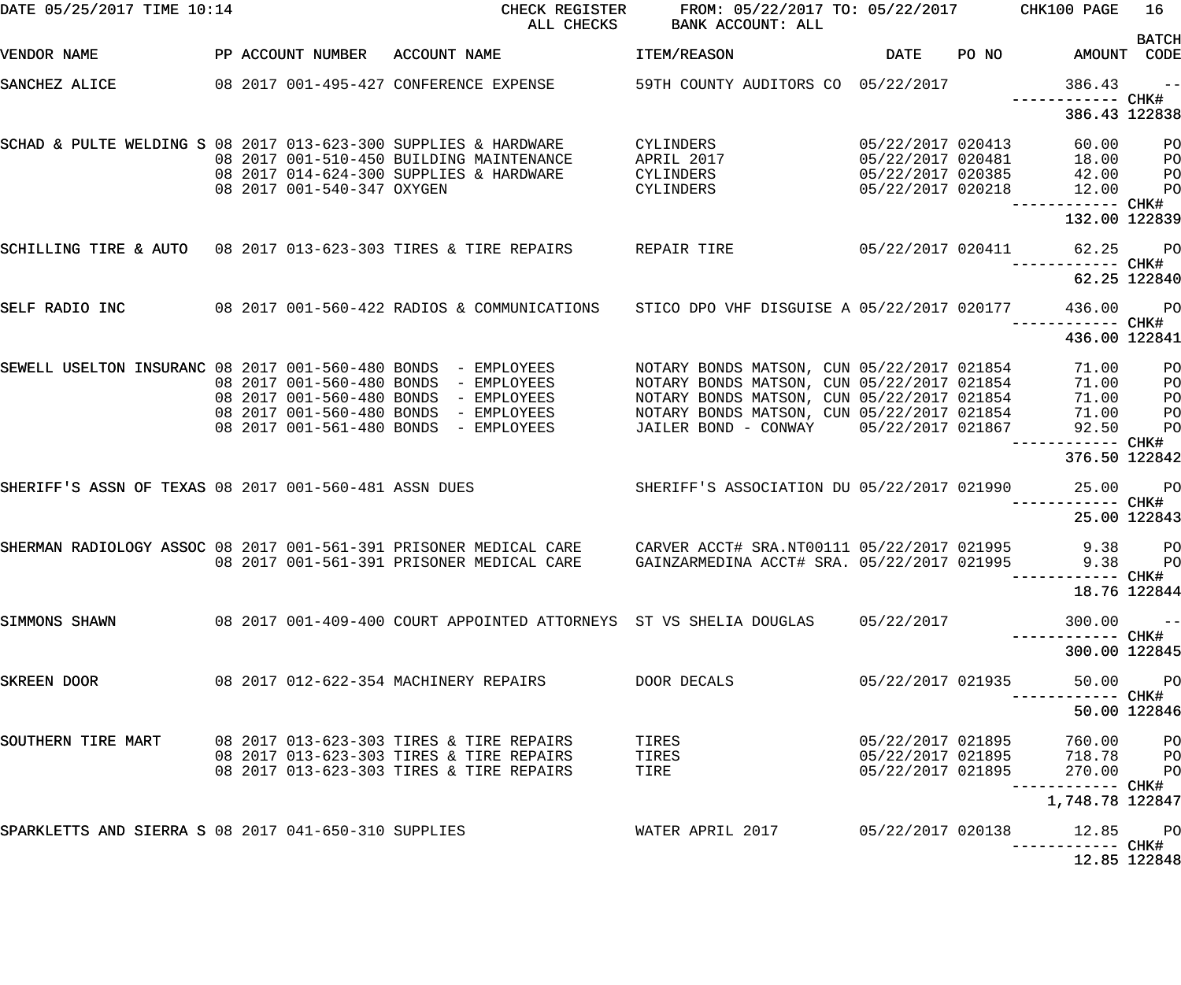DATE 05/25/2017 TIME 10:14 CHECK REGISTER ALL CHECKS FROM: 05/22/2017 TO: 05/22/2017 BANK ACCOUNT: ALL CHK100 PAGE 16

| VENDOR NAME | PP | ACCOUNT NUMBER | ACCOUNT NAME | ITEM/REASON | DATE | PO NO | AMOUNT | BATCH CODE |
|---|---|---|---|---|---|---|---|---|
| SANCHEZ ALICE | 08 2017 | 001-495-427 | CONFERENCE EXPENSE | 59TH COUNTY AUDITORS CO | 05/22/2017 | | 386.43 | -- |
| | | | | | | | 386.43 | CHK# 122838 |
| SCHAD & PULTE WELDING S | 08 2017 | 013-623-300 | SUPPLIES & HARDWARE | CYLINDERS | 05/22/2017 | 020413 | 60.00 | PO |
| | 08 2017 | 001-510-450 | BUILDING MAINTENANCE | APRIL 2017 | 05/22/2017 | 020481 | 18.00 | PO |
| | 08 2017 | 014-624-300 | SUPPLIES & HARDWARE | CYLINDERS | 05/22/2017 | 020385 | 42.00 | PO |
| | 08 2017 | 001-540-347 | OXYGEN | CYLINDERS | 05/22/2017 | 020218 | 12.00 | PO |
| | | | | | | | 132.00 | CHK# 122839 |
| SCHILLING TIRE & AUTO | 08 2017 | 013-623-303 | TIRES & TIRE REPAIRS | REPAIR TIRE | 05/22/2017 | 020411 | 62.25 | PO |
| | | | | | | | 62.25 | CHK# 122840 |
| SELF RADIO INC | 08 2017 | 001-560-422 | RADIOS & COMMUNICATIONS | STICO DPO VHF DISGUISE A | 05/22/2017 | 020177 | 436.00 | PO |
| | | | | | | | 436.00 | CHK# 122841 |
| SEWELL USELTON INSURANC | 08 2017 | 001-560-480 | BONDS - EMPLOYEES | NOTARY BONDS MATSON, CUN | 05/22/2017 | 021854 | 71.00 | PO |
| | 08 2017 | 001-560-480 | BONDS - EMPLOYEES | NOTARY BONDS MATSON, CUN | 05/22/2017 | 021854 | 71.00 | PO |
| | 08 2017 | 001-560-480 | BONDS - EMPLOYEES | NOTARY BONDS MATSON, CUN | 05/22/2017 | 021854 | 71.00 | PO |
| | 08 2017 | 001-560-480 | BONDS - EMPLOYEES | NOTARY BONDS MATSON, CUN | 05/22/2017 | 021854 | 71.00 | PO |
| | 08 2017 | 001-561-480 | BONDS - EMPLOYEES | JAILER BOND - CONWAY | 05/22/2017 | 021867 | 92.50 | PO |
| | | | | | | | 376.50 | CHK# 122842 |
| SHERIFF'S ASSN OF TEXAS | 08 2017 | 001-560-481 | ASSN DUES | SHERIFF'S ASSOCIATION DU | 05/22/2017 | 021990 | 25.00 | PO |
| | | | | | | | 25.00 | CHK# 122843 |
| SHERMAN RADIOLOGY ASSOC | 08 2017 | 001-561-391 | PRISONER MEDICAL CARE | CARVER ACCT# SRA.NT00111 | 05/22/2017 | 021995 | 9.38 | PO |
| | 08 2017 | 001-561-391 | PRISONER MEDICAL CARE | GAINZARMEDINA ACCT# SRA. | 05/22/2017 | 021995 | 9.38 | PO |
| | | | | | | | 18.76 | CHK# 122844 |
| SIMMONS SHAWN | 08 2017 | 001-409-400 | COURT APPOINTED ATTORNEYS | ST VS SHELIA DOUGLAS | 05/22/2017 | | 300.00 | -- |
| | | | | | | | 300.00 | CHK# 122845 |
| SKREEN DOOR | 08 2017 | 012-622-354 | MACHINERY REPAIRS | DOOR DECALS | 05/22/2017 | 021935 | 50.00 | PO |
| | | | | | | | 50.00 | CHK# 122846 |
| SOUTHERN TIRE MART | 08 2017 | 013-623-303 | TIRES & TIRE REPAIRS | TIRES | 05/22/2017 | 021895 | 760.00 | PO |
| | 08 2017 | 013-623-303 | TIRES & TIRE REPAIRS | TIRES | 05/22/2017 | 021895 | 718.78 | PO |
| | 08 2017 | 013-623-303 | TIRES & TIRE REPAIRS | TIRE | 05/22/2017 | 021895 | 270.00 | PO |
| | | | | | | | 1,748.78 | CHK# 122847 |
| SPARKLETTS AND SIERRA S | 08 2017 | 041-650-310 | SUPPLIES | WATER APRIL 2017 | 05/22/2017 | 020138 | 12.85 | PO |
| | | | | | | | 12.85 | CHK# 122848 |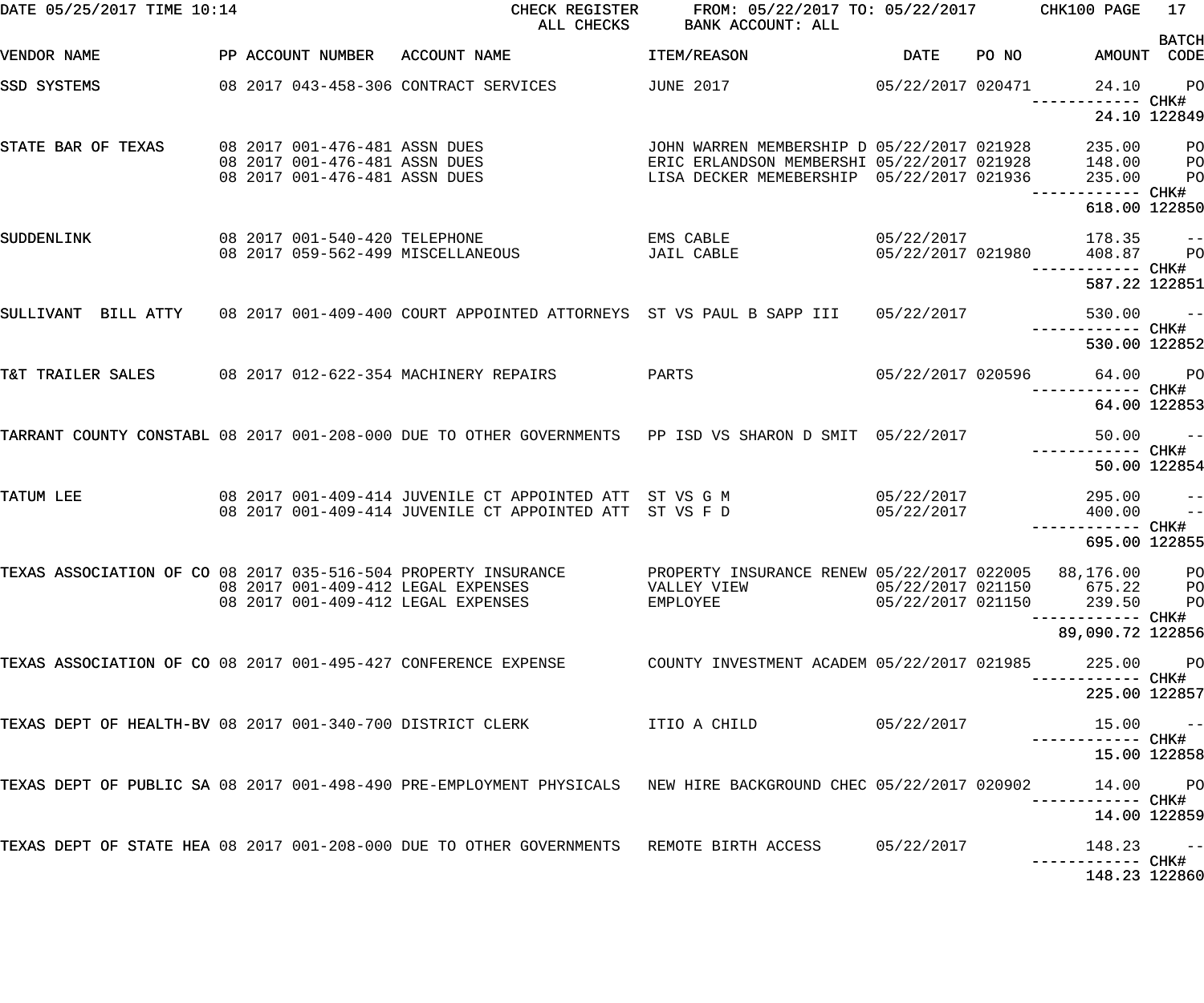CHECK REGISTER ALL CHECKS FROM: 05/22/2017 TO: 05/22/2017 BANK ACCOUNT: ALL

DATE 05/25/2017 TIME 10:14 CHK100

| VENDOR NAME | PP ACCOUNT NUMBER | ACCOUNT NAME | ITEM/REASON | DATE | PO NO | AMOUNT | BATCH CODE |
|---|---|---|---|---|---|---|---|
| SSD SYSTEMS | 08 2017 043-458-306 | CONTRACT SERVICES | JUNE 2017 | 05/22/2017 | 020471 | 24.10 | PO |
| | | | | | | 24.10 | CHK# 122849 |
| STATE BAR OF TEXAS | 08 2017 001-476-481 | ASSN DUES | JOHN WARREN MEMBERSHIP D | 05/22/2017 | 021928 | 235.00 | PO |
| | 08 2017 001-476-481 | ASSN DUES | ERIC ERLANDSON MEMBERSHI | 05/22/2017 | 021928 | 148.00 | PO |
| | 08 2017 001-476-481 | ASSN DUES | LISA DECKER MEMEBERSHIP | 05/22/2017 | 021936 | 235.00 | PO |
| | | | | | | 618.00 | CHK# 122850 |
| SUDDENLINK | 08 2017 001-540-420 | TELEPHONE | EMS CABLE | 05/22/2017 | | 178.35 | -- |
| | 08 2017 059-562-499 | MISCELLANEOUS | JAIL CABLE | 05/22/2017 | 021980 | 408.87 | PO |
| | | | | | | 587.22 | CHK# 122851 |
| SULLIVANT BILL ATTY | 08 2017 001-409-400 | COURT APPOINTED ATTORNEYS | ST VS PAUL B SAPP III | 05/22/2017 | | 530.00 | -- |
| | | | | | | 530.00 | CHK# 122852 |
| T&T TRAILER SALES | 08 2017 012-622-354 | MACHINERY REPAIRS | PARTS | 05/22/2017 | 020596 | 64.00 | PO |
| | | | | | | 64.00 | CHK# 122853 |
| TARRANT COUNTY CONSTABL | 08 2017 001-208-000 | DUE TO OTHER GOVERNMENTS | PP ISD VS SHARON D SMIT | 05/22/2017 | | 50.00 | -- |
| | | | | | | 50.00 | CHK# 122854 |
| TATUM LEE | 08 2017 001-409-414 | JUVENILE CT APPOINTED ATT | ST VS G M | 05/22/2017 | | 295.00 | -- |
| | 08 2017 001-409-414 | JUVENILE CT APPOINTED ATT | ST VS F D | 05/22/2017 | | 400.00 | -- |
| | | | | | | 695.00 | CHK# 122855 |
| TEXAS ASSOCIATION OF CO | 08 2017 035-516-504 | PROPERTY INSURANCE | PROPERTY INSURANCE RENEW | 05/22/2017 | 022005 | 88,176.00 | PO |
| | 08 2017 001-409-412 | LEGAL EXPENSES | VALLEY VIEW | 05/22/2017 | 021150 | 675.22 | PO |
| | 08 2017 001-409-412 | LEGAL EXPENSES | EMPLOYEE | 05/22/2017 | 021150 | 239.50 | PO |
| | | | | | | 89,090.72 | CHK# 122856 |
| TEXAS ASSOCIATION OF CO | 08 2017 001-495-427 | CONFERENCE EXPENSE | COUNTY INVESTMENT ACADEM | 05/22/2017 | 021985 | 225.00 | PO |
| | | | | | | 225.00 | CHK# 122857 |
| TEXAS DEPT OF HEALTH-BV | 08 2017 001-340-700 | DISTRICT CLERK | ITIO A CHILD | 05/22/2017 | | 15.00 | -- |
| | | | | | | 15.00 | CHK# 122858 |
| TEXAS DEPT OF PUBLIC SA | 08 2017 001-498-490 | PRE-EMPLOYMENT PHYSICALS | NEW HIRE BACKGROUND CHEC | 05/22/2017 | 020902 | 14.00 | PO |
| | | | | | | 14.00 | CHK# 122859 |
| TEXAS DEPT OF STATE HEA | 08 2017 001-208-000 | DUE TO OTHER GOVERNMENTS | REMOTE BIRTH ACCESS | 05/22/2017 | | 148.23 | -- |
| | | | | | | 148.23 | CHK# 122860 |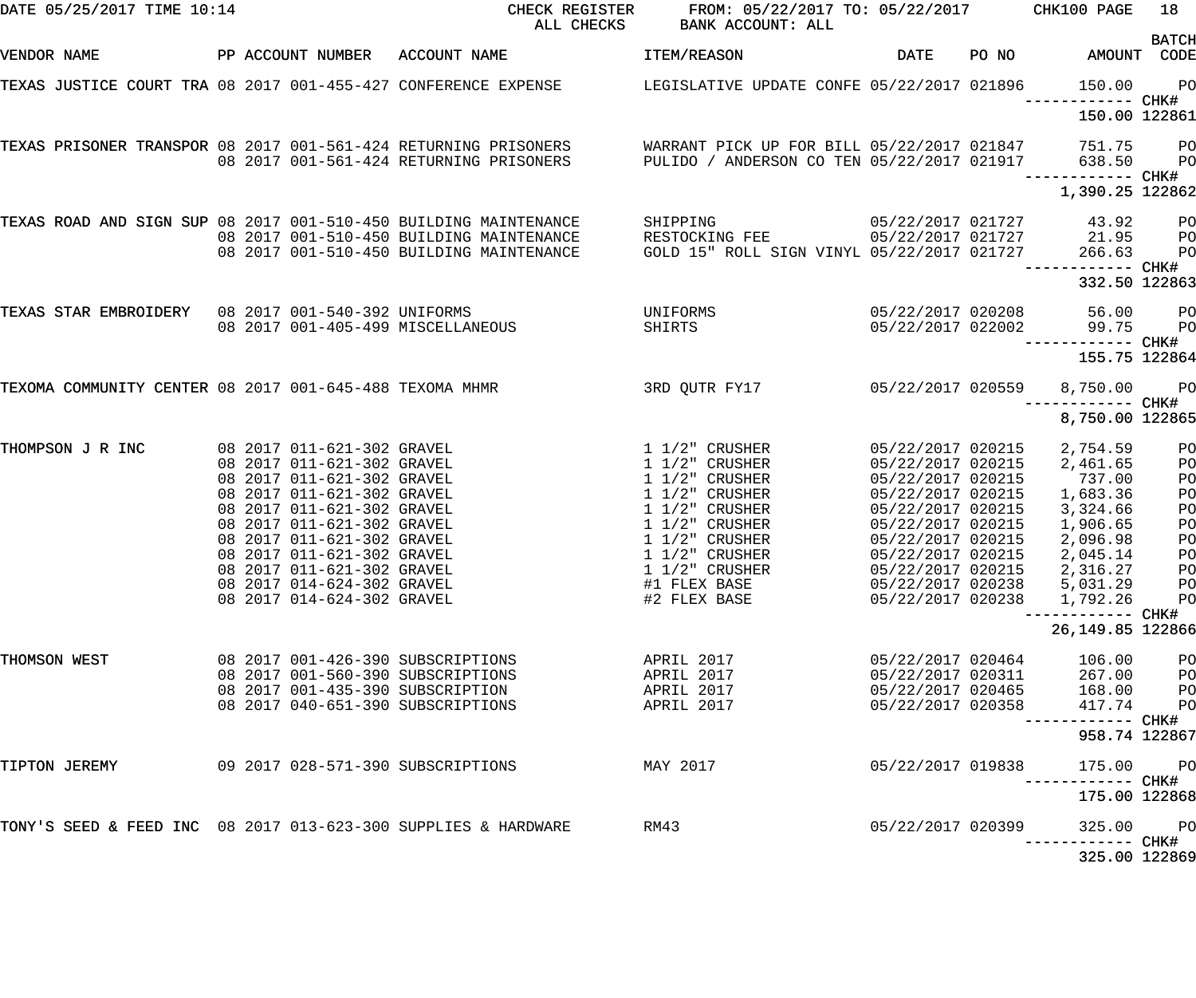DATE 05/25/2017 TIME 10:14 CHECK REGISTER FROM: 05/22/2017 TO: 05/22/2017 CHK100 PAGE 18
ALL CHECKS BANK ACCOUNT: ALL

| VENDOR NAME | PP | ACCOUNT NUMBER | ACCOUNT NAME | ITEM/REASON | DATE | PO NO | AMOUNT | BATCH CODE |
|---|---|---|---|---|---|---|---|---|
| TEXAS JUSTICE COURT TRA | 08 | 2017 001-455-427 | CONFERENCE EXPENSE | LEGISLATIVE UPDATE CONFE | 05/22/2017 | 021896 | 150.00 | PO |
| | | | | | | | ------------ | CHK# |
| | | | | | | | 150.00 | 122861 |
| TEXAS PRISONER TRANSPOR | 08 | 2017 001-561-424 | RETURNING PRISONERS | WARRANT PICK UP FOR BILL | 05/22/2017 | 021847 | 751.75 | PO |
| | 08 | 2017 001-561-424 | RETURNING PRISONERS | PULIDO / ANDERSON CO TEN | 05/22/2017 | 021917 | 638.50 | PO |
| | | | | | | | ------------ | CHK# |
| | | | | | | | 1,390.25 | 122862 |
| TEXAS ROAD AND SIGN SUP | 08 | 2017 001-510-450 | BUILDING MAINTENANCE | SHIPPING | 05/22/2017 | 021727 | 43.92 | PO |
| | 08 | 2017 001-510-450 | BUILDING MAINTENANCE | RESTOCKING FEE | 05/22/2017 | 021727 | 21.95 | PO |
| | 08 | 2017 001-510-450 | BUILDING MAINTENANCE | GOLD 15" ROLL SIGN VINYL | 05/22/2017 | 021727 | 266.63 | PO |
| | | | | | | | ------------ | CHK# |
| | | | | | | | 332.50 | 122863 |
| TEXAS STAR EMBROIDERY | 08 | 2017 001-540-392 | UNIFORMS | UNIFORMS | 05/22/2017 | 020208 | 56.00 | PO |
| | 08 | 2017 001-405-499 | MISCELLANEOUS | SHIRTS | 05/22/2017 | 022002 | 99.75 | PO |
| | | | | | | | ------------ | CHK# |
| | | | | | | | 155.75 | 122864 |
| TEXOMA COMMUNITY CENTER | 08 | 2017 001-645-488 | TEXOMA MHMR | 3RD QUTR FY17 | 05/22/2017 | 020559 | 8,750.00 | PO |
| | | | | | | | ------------ | CHK# |
| | | | | | | | 8,750.00 | 122865 |
| THOMPSON J R INC | 08 | 2017 011-621-302 | GRAVEL | 1 1/2" CRUSHER | 05/22/2017 | 020215 | 2,754.59 | PO |
| | 08 | 2017 011-621-302 | GRAVEL | 1 1/2" CRUSHER | 05/22/2017 | 020215 | 2,461.65 | PO |
| | 08 | 2017 011-621-302 | GRAVEL | 1 1/2" CRUSHER | 05/22/2017 | 020215 | 737.00 | PO |
| | 08 | 2017 011-621-302 | GRAVEL | 1 1/2" CRUSHER | 05/22/2017 | 020215 | 1,683.36 | PO |
| | 08 | 2017 011-621-302 | GRAVEL | 1 1/2" CRUSHER | 05/22/2017 | 020215 | 3,324.66 | PO |
| | 08 | 2017 011-621-302 | GRAVEL | 1 1/2" CRUSHER | 05/22/2017 | 020215 | 1,906.65 | PO |
| | 08 | 2017 011-621-302 | GRAVEL | 1 1/2" CRUSHER | 05/22/2017 | 020215 | 2,096.98 | PO |
| | 08 | 2017 011-621-302 | GRAVEL | 1 1/2" CRUSHER | 05/22/2017 | 020215 | 2,045.14 | PO |
| | 08 | 2017 011-621-302 | GRAVEL | 1 1/2" CRUSHER | 05/22/2017 | 020215 | 2,316.27 | PO |
| | 08 | 2017 014-624-302 | GRAVEL | #1 FLEX BASE | 05/22/2017 | 020238 | 5,031.29 | PO |
| | 08 | 2017 014-624-302 | GRAVEL | #2 FLEX BASE | 05/22/2017 | 020238 | 1,792.26 | PO |
| | | | | | | | ------------ | CHK# |
| | | | | | | | 26,149.85 | 122866 |
| THOMSON WEST | 08 | 2017 001-426-390 | SUBSCRIPTIONS | APRIL 2017 | 05/22/2017 | 020464 | 106.00 | PO |
| | 08 | 2017 001-560-390 | SUBSCRIPTIONS | APRIL 2017 | 05/22/2017 | 020311 | 267.00 | PO |
| | 08 | 2017 001-435-390 | SUBSCRIPTION | APRIL 2017 | 05/22/2017 | 020465 | 168.00 | PO |
| | 08 | 2017 040-651-390 | SUBSCRIPTIONS | APRIL 2017 | 05/22/2017 | 020358 | 417.74 | PO |
| | | | | | | | ------------ | CHK# |
| | | | | | | | 958.74 | 122867 |
| TIPTON JEREMY | 09 | 2017 028-571-390 | SUBSCRIPTIONS | MAY 2017 | 05/22/2017 | 019838 | 175.00 | PO |
| | | | | | | | ------------ | CHK# |
| | | | | | | | 175.00 | 122868 |
| TONY'S SEED & FEED INC | 08 | 2017 013-623-300 | SUPPLIES & HARDWARE | RM43 | 05/22/2017 | 020399 | 325.00 | PO |
| | | | | | | | ------------ | CHK# |
| | | | | | | | 325.00 | 122869 |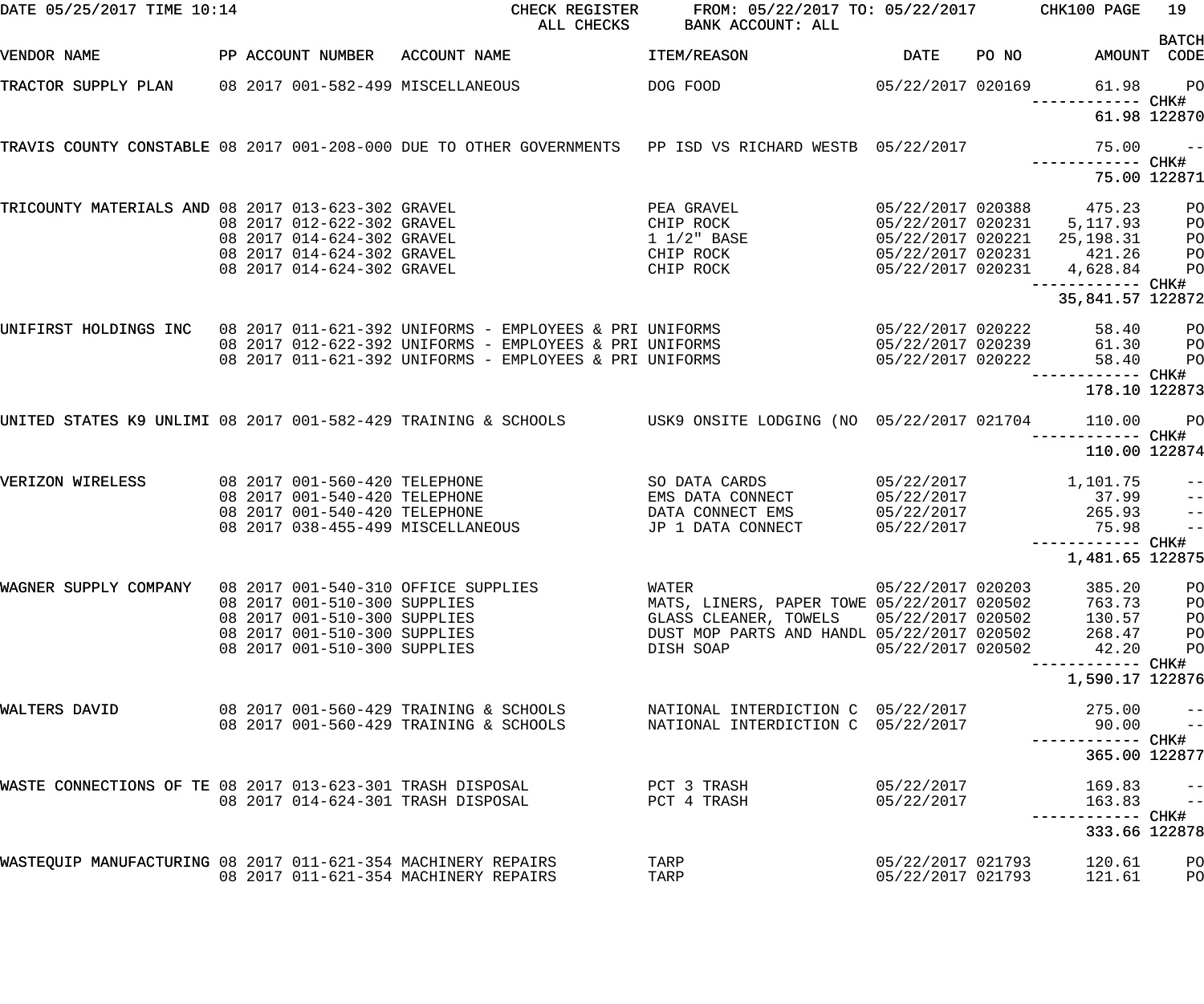DATE 05/25/2017 TIME 10:14 CHECK REGISTER ALL CHECKS FROM: 05/22/2017 TO: 05/22/2017 BANK ACCOUNT: ALL CHK100

| VENDOR NAME | PP | ACCOUNT NUMBER | ACCOUNT NAME | ITEM/REASON | DATE | PO NO | AMOUNT | BATCH CODE |
|---|---|---|---|---|---|---|---|---|
| TRACTOR SUPPLY PLAN | 08 | 2017 001-582-499 | MISCELLANEOUS | DOG FOOD | 05/22/2017 | 020169 | 61.98 | PO |
| | | | | | | | ------------ CHK# | |
| | | | | | | | 61.98 | 122870 |
| TRAVIS COUNTY CONSTABLE | 08 | 2017 001-208-000 | DUE TO OTHER GOVERNMENTS | PP ISD VS RICHARD WESTB | 05/22/2017 | | 75.00 | -- |
| | | | | | | | ------------ CHK# | |
| | | | | | | | 75.00 | 122871 |
| TRICOUNTY MATERIALS AND | 08 | 2017 013-623-302 | GRAVEL | PEA GRAVEL | 05/22/2017 | 020388 | 475.23 | PO |
| | 08 | 2017 012-622-302 | GRAVEL | CHIP ROCK | 05/22/2017 | 020231 | 5,117.93 | PO |
| | 08 | 2017 014-624-302 | GRAVEL | 1 1/2" BASE | 05/22/2017 | 020221 | 25,198.31 | PO |
| | 08 | 2017 014-624-302 | GRAVEL | CHIP ROCK | 05/22/2017 | 020231 | 421.26 | PO |
| | 08 | 2017 014-624-302 | GRAVEL | CHIP ROCK | 05/22/2017 | 020231 | 4,628.84 | PO |
| | | | | | | | ------------ CHK# | |
| | | | | | | | 35,841.57 | 122872 |
| UNIFIRST HOLDINGS INC | 08 | 2017 011-621-392 | UNIFORMS - EMPLOYEES & PRI | UNIFORMS | 05/22/2017 | 020222 | 58.40 | PO |
| | 08 | 2017 012-622-392 | UNIFORMS - EMPLOYEES & PRI | UNIFORMS | 05/22/2017 | 020239 | 61.30 | PO |
| | 08 | 2017 011-621-392 | UNIFORMS - EMPLOYEES & PRI | UNIFORMS | 05/22/2017 | 020222 | 58.40 | PO |
| | | | | | | | ------------ CHK# | |
| | | | | | | | 178.10 | 122873 |
| UNITED STATES K9 UNLIMI | 08 | 2017 001-582-429 | TRAINING & SCHOOLS | USK9 ONSITE LODGING (NO | 05/22/2017 | 021704 | 110.00 | PO |
| | | | | | | | ------------ CHK# | |
| | | | | | | | 110.00 | 122874 |
| VERIZON WIRELESS | 08 | 2017 001-560-420 | TELEPHONE | SO DATA CARDS | 05/22/2017 | | 1,101.75 | -- |
| | 08 | 2017 001-540-420 | TELEPHONE | EMS DATA CONNECT | 05/22/2017 | | 37.99 | -- |
| | 08 | 2017 001-540-420 | TELEPHONE | DATA CONNECT EMS | 05/22/2017 | | 265.93 | -- |
| | 08 | 2017 038-455-499 | MISCELLANEOUS | JP 1 DATA CONNECT | 05/22/2017 | | 75.98 | -- |
| | | | | | | | ------------ CHK# | |
| | | | | | | | 1,481.65 | 122875 |
| WAGNER SUPPLY COMPANY | 08 | 2017 001-540-310 | OFFICE SUPPLIES | WATER | 05/22/2017 | 020203 | 385.20 | PO |
| | 08 | 2017 001-510-300 | SUPPLIES | MATS, LINERS, PAPER TOWE | 05/22/2017 | 020502 | 763.73 | PO |
| | 08 | 2017 001-510-300 | SUPPLIES | GLASS CLEANER, TOWELS | 05/22/2017 | 020502 | 130.57 | PO |
| | 08 | 2017 001-510-300 | SUPPLIES | DUST MOP PARTS AND HANDL | 05/22/2017 | 020502 | 268.47 | PO |
| | 08 | 2017 001-510-300 | SUPPLIES | DISH SOAP | 05/22/2017 | 020502 | 42.20 | PO |
| | | | | | | | ------------ CHK# | |
| | | | | | | | 1,590.17 | 122876 |
| WALTERS DAVID | 08 | 2017 001-560-429 | TRAINING & SCHOOLS | NATIONAL INTERDICTION C | 05/22/2017 | | 275.00 | -- |
| | 08 | 2017 001-560-429 | TRAINING & SCHOOLS | NATIONAL INTERDICTION C | 05/22/2017 | | 90.00 | -- |
| | | | | | | | ------------ CHK# | |
| | | | | | | | 365.00 | 122877 |
| WASTE CONNECTIONS OF TE | 08 | 2017 013-623-301 | TRASH DISPOSAL | PCT 3 TRASH | 05/22/2017 | | 169.83 | -- |
| | 08 | 2017 014-624-301 | TRASH DISPOSAL | PCT 4 TRASH | 05/22/2017 | | 163.83 | -- |
| | | | | | | | ------------ CHK# | |
| | | | | | | | 333.66 | 122878 |
| WASTEQUIP MANUFACTURING | 08 | 2017 011-621-354 | MACHINERY REPAIRS | TARP | 05/22/2017 | 021793 | 120.61 | PO |
| | 08 | 2017 011-621-354 | MACHINERY REPAIRS | TARP | 05/22/2017 | 021793 | 121.61 | PO |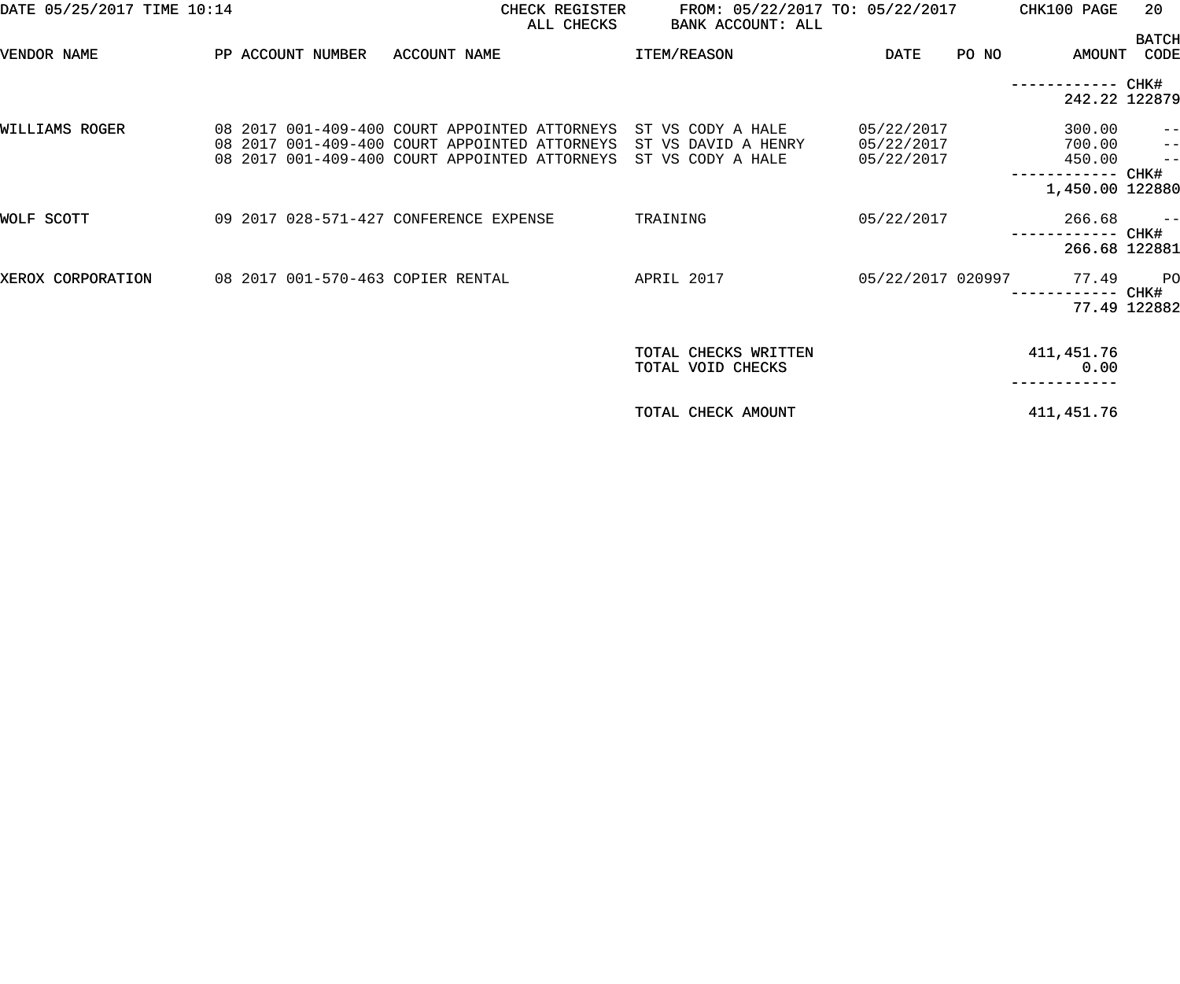DATE 05/25/2017 TIME 10:14 CHECK REGISTER ALL CHECKS FROM: 05/22/2017 TO: 05/22/2017 BANK ACCOUNT: ALL

| VENDOR NAME | PP | ACCOUNT NUMBER | ACCOUNT NAME | ITEM/REASON | DATE | PO NO | AMOUNT | BATCH CODE |
|---|---|---|---|---|---|---|---|---|
| | | | | | | | ------------ | CHK# |
| | | | | | | | 242.22 | 122879 |
| WILLIAMS ROGER | 08 2017 | 001-409-400 | COURT APPOINTED ATTORNEYS | ST VS CODY A HALE | 05/22/2017 | | 300.00 | -- |
| | 08 2017 | 001-409-400 | COURT APPOINTED ATTORNEYS | ST VS DAVID A HENRY | 05/22/2017 | | 700.00 | -- |
| | 08 2017 | 001-409-400 | COURT APPOINTED ATTORNEYS | ST VS CODY A HALE | 05/22/2017 | | 450.00 | -- |
| | | | | | | | ------------ | CHK# |
| | | | | | | | 1,450.00 | 122880 |
| WOLF SCOTT | 09 2017 | 028-571-427 | CONFERENCE EXPENSE | TRAINING | 05/22/2017 | | 266.68 | -- |
| | | | | | | | ------------ | CHK# |
| | | | | | | | 266.68 | 122881 |
| XEROX CORPORATION | 08 2017 | 001-570-463 | COPIER RENTAL | APRIL 2017 | 05/22/2017 | 020997 | 77.49 | PO |
| | | | | | | | ------------ | CHK# |
| | | | | | | | 77.49 | 122882 |

| | |
|---|---|
| TOTAL CHECKS WRITTEN | 411,451.76 |
| TOTAL VOID CHECKS | 0.00 |
| | ------------ |
| TOTAL CHECK AMOUNT | 411,451.76 |